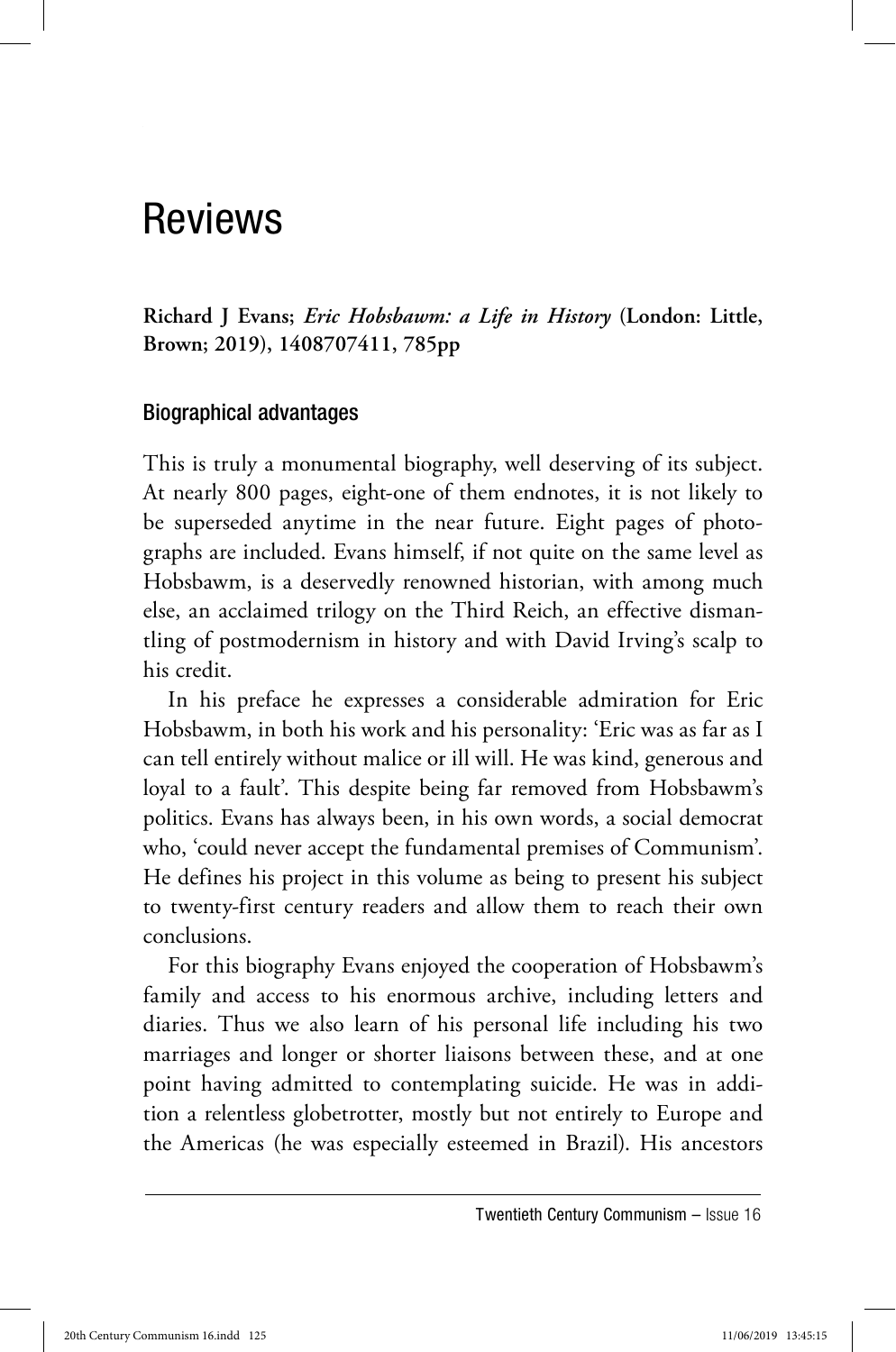# Reviews

**Richard J Evans; *Eric Hobsbawm: a Life in History* (London: Little, Brown; 2019), 1408707411, 785pp**

## Biographical advantages

This is truly a monumental biography, well deserving of its subject. At nearly 800 pages, eight-one of them endnotes, it is not likely to be superseded anytime in the near future. Eight pages of photographs are included. Evans himself, if not quite on the same level as Hobsbawm, is a deservedly renowned historian, with among much else, an acclaimed trilogy on the Third Reich, an effective dismantling of postmodernism in history and with David Irving's scalp to his credit.

In his preface he expresses a considerable admiration for Eric Hobsbawm, in both his work and his personality: 'Eric was as far as I can tell entirely without malice or ill will. He was kind, generous and loyal to a fault'. This despite being far removed from Hobsbawm's politics. Evans has always been, in his own words, a social democrat who, 'could never accept the fundamental premises of Communism'. He defines his project in this volume as being to present his subject to twenty-first century readers and allow them to reach their own conclusions.

For this biography Evans enjoyed the cooperation of Hobsbawm's family and access to his enormous archive, including letters and diaries. Thus we also learn of his personal life including his two marriages and longer or shorter liaisons between these, and at one point having admitted to contemplating suicide. He was in addition a relentless globetrotter, mostly but not entirely to Europe and the Americas (he was especially esteemed in Brazil). His ancestors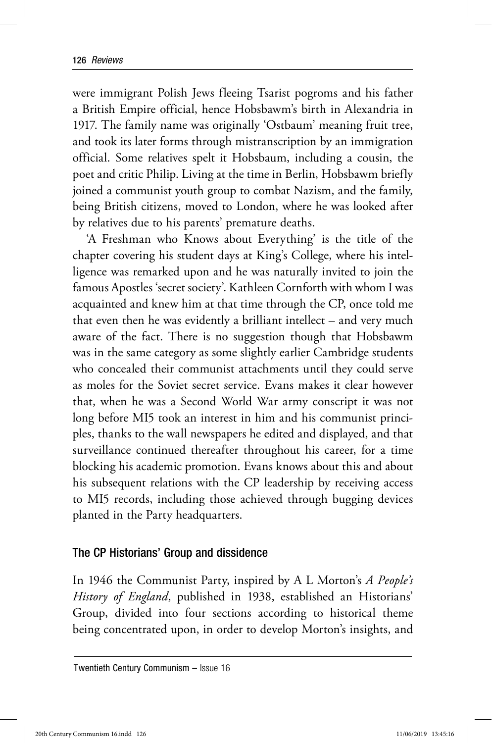were immigrant Polish Jews fleeing Tsarist pogroms and his father a British Empire official, hence Hobsbawm's birth in Alexandria in 1917. The family name was originally 'Ostbaum' meaning fruit tree, and took its later forms through mistranscription by an immigration official. Some relatives spelt it Hobsbaum, including a cousin, the poet and critic Philip. Living at the time in Berlin, Hobsbawm briefly joined a communist youth group to combat Nazism, and the family, being British citizens, moved to London, where he was looked after by relatives due to his parents' premature deaths.

'A Freshman who Knows about Everything' is the title of the chapter covering his student days at King's College, where his intelligence was remarked upon and he was naturally invited to join the famous Apostles 'secret society'. Kathleen Cornforth with whom I was acquainted and knew him at that time through the CP, once told me that even then he was evidently a brilliant intellect – and very much aware of the fact. There is no suggestion though that Hobsbawm was in the same category as some slightly earlier Cambridge students who concealed their communist attachments until they could serve as moles for the Soviet secret service. Evans makes it clear however that, when he was a Second World War army conscript it was not long before MI5 took an interest in him and his communist principles, thanks to the wall newspapers he edited and displayed, and that surveillance continued thereafter throughout his career, for a time blocking his academic promotion. Evans knows about this and about his subsequent relations with the CP leadership by receiving access to MI5 records, including those achieved through bugging devices planted in the Party headquarters.

## The CP Historians' Group and dissidence

In 1946 the Communist Party, inspired by A L Morton's *A People's History of England*, published in 1938, established an Historians' Group, divided into four sections according to historical theme being concentrated upon, in order to develop Morton's insights, and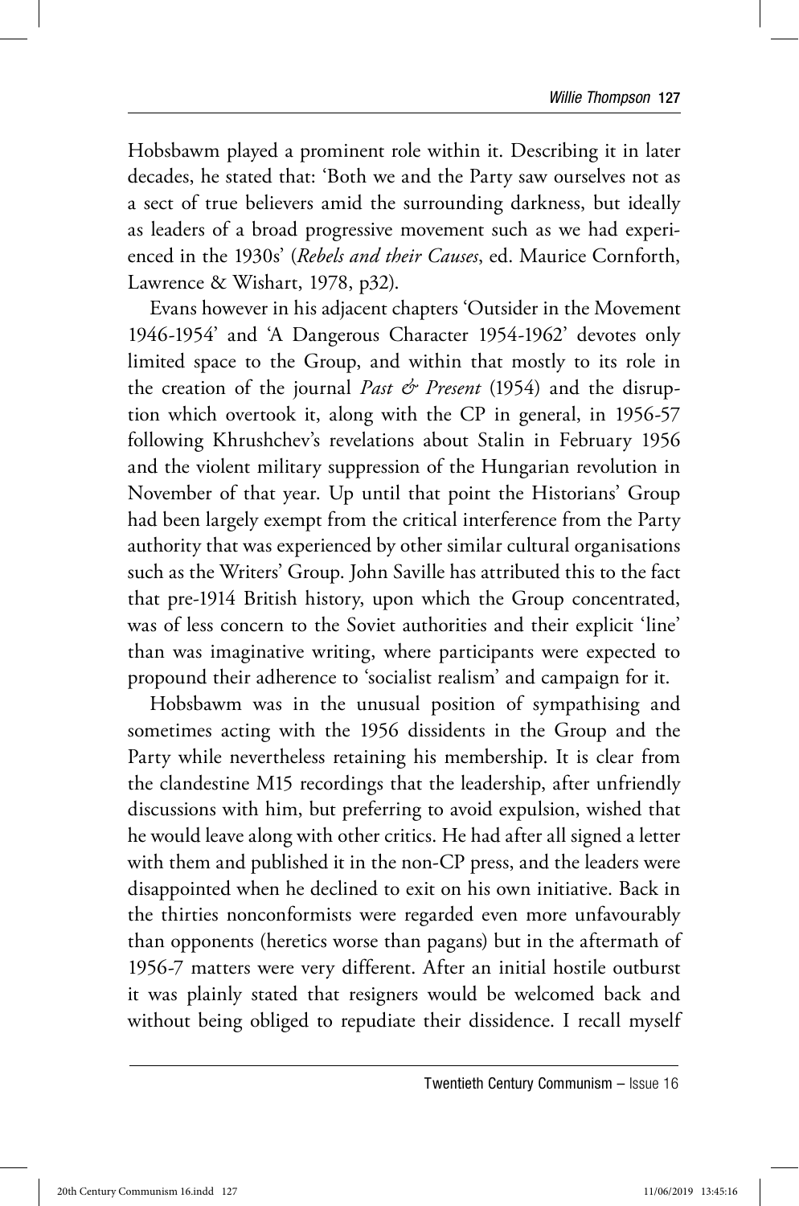Hobsbawm played a prominent role within it. Describing it in later decades, he stated that: 'Both we and the Party saw ourselves not as a sect of true believers amid the surrounding darkness, but ideally as leaders of a broad progressive movement such as we had experienced in the 1930s' (*Rebels and their Causes*, ed. Maurice Cornforth, Lawrence & Wishart, 1978, p32).

Evans however in his adjacent chapters 'Outsider in the Movement 1946-1954' and 'A Dangerous Character 1954-1962' devotes only limited space to the Group, and within that mostly to its role in the creation of the journal *Past & Present* (1954) and the disruption which overtook it, along with the CP in general, in 1956-57 following Khrushchev's revelations about Stalin in February 1956 and the violent military suppression of the Hungarian revolution in November of that year. Up until that point the Historians' Group had been largely exempt from the critical interference from the Party authority that was experienced by other similar cultural organisations such as the Writers' Group. John Saville has attributed this to the fact that pre-1914 British history, upon which the Group concentrated, was of less concern to the Soviet authorities and their explicit 'line' than was imaginative writing, where participants were expected to propound their adherence to 'socialist realism' and campaign for it.

Hobsbawm was in the unusual position of sympathising and sometimes acting with the 1956 dissidents in the Group and the Party while nevertheless retaining his membership. It is clear from the clandestine M15 recordings that the leadership, after unfriendly discussions with him, but preferring to avoid expulsion, wished that he would leave along with other critics. He had after all signed a letter with them and published it in the non-CP press, and the leaders were disappointed when he declined to exit on his own initiative. Back in the thirties nonconformists were regarded even more unfavourably than opponents (heretics worse than pagans) but in the aftermath of 1956-7 matters were very different. After an initial hostile outburst it was plainly stated that resigners would be welcomed back and without being obliged to repudiate their dissidence. I recall myself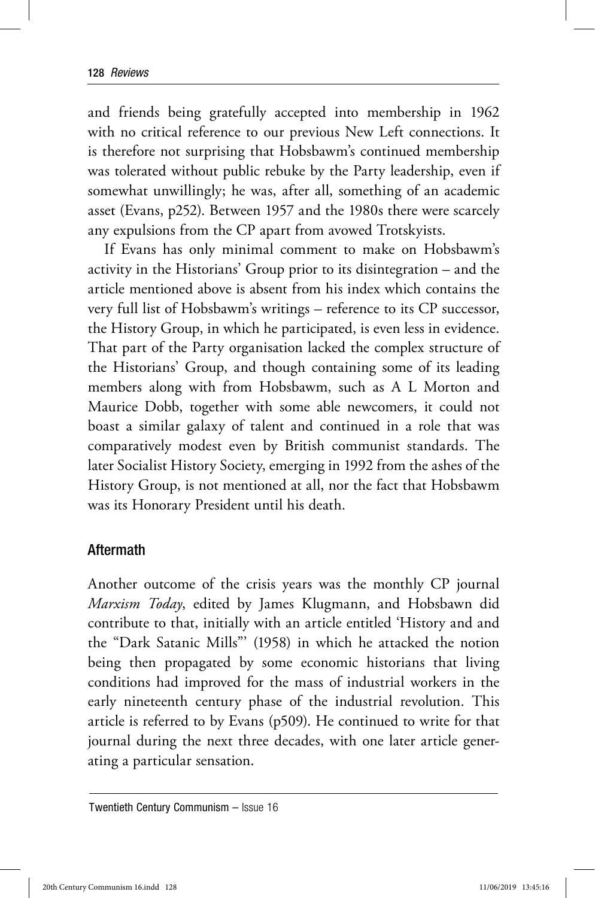and friends being gratefully accepted into membership in 1962 with no critical reference to our previous New Left connections. It is therefore not surprising that Hobsbawm's continued membership was tolerated without public rebuke by the Party leadership, even if somewhat unwillingly; he was, after all, something of an academic asset (Evans, p252). Between 1957 and the 1980s there were scarcely any expulsions from the CP apart from avowed Trotskyists.

If Evans has only minimal comment to make on Hobsbawm's activity in the Historians' Group prior to its disintegration – and the article mentioned above is absent from his index which contains the very full list of Hobsbawm's writings – reference to its CP successor, the History Group, in which he participated, is even less in evidence. That part of the Party organisation lacked the complex structure of the Historians' Group, and though containing some of its leading members along with from Hobsbawm, such as A L Morton and Maurice Dobb, together with some able newcomers, it could not boast a similar galaxy of talent and continued in a role that was comparatively modest even by British communist standards. The later Socialist History Society, emerging in 1992 from the ashes of the History Group, is not mentioned at all, nor the fact that Hobsbawm was its Honorary President until his death.

## Aftermath

Another outcome of the crisis years was the monthly CP journal *Marxism Today*, edited by James Klugmann, and Hobsbawn did contribute to that, initially with an article entitled 'History and and the "Dark Satanic Mills"' (1958) in which he attacked the notion being then propagated by some economic historians that living conditions had improved for the mass of industrial workers in the early nineteenth century phase of the industrial revolution. This article is referred to by Evans (p509). He continued to write for that journal during the next three decades, with one later article generating a particular sensation.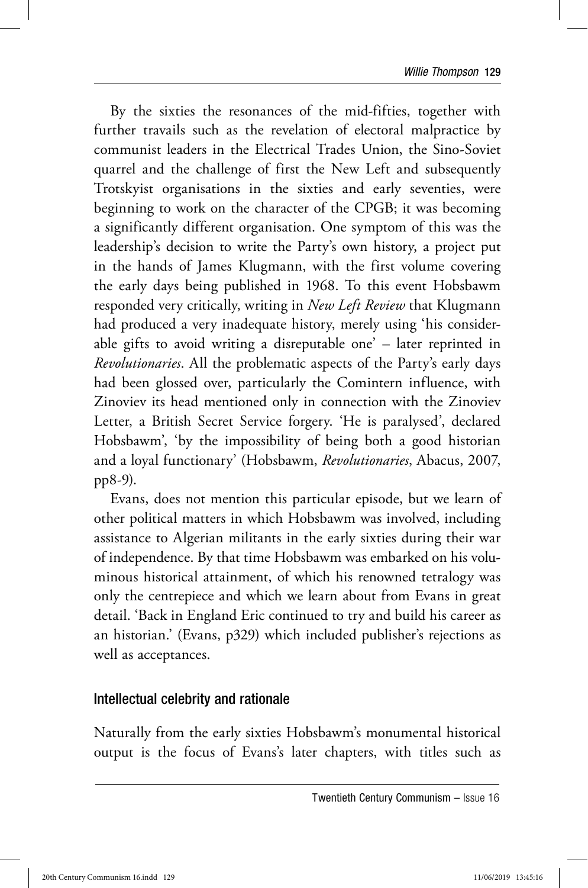By the sixties the resonances of the mid-fifties, together with further travails such as the revelation of electoral malpractice by communist leaders in the Electrical Trades Union, the Sino-Soviet quarrel and the challenge of first the New Left and subsequently Trotskyist organisations in the sixties and early seventies, were beginning to work on the character of the CPGB; it was becoming a significantly different organisation. One symptom of this was the leadership's decision to write the Party's own history, a project put in the hands of James Klugmann, with the first volume covering the early days being published in 1968. To this event Hobsbawm responded very critically, writing in *New Left Review* that Klugmann had produced a very inadequate history, merely using 'his considerable gifts to avoid writing a disreputable one' – later reprinted in *Revolutionaries*. All the problematic aspects of the Party's early days had been glossed over, particularly the Comintern influence, with Zinoviev its head mentioned only in connection with the Zinoviev Letter, a British Secret Service forgery. 'He is paralysed', declared Hobsbawm', 'by the impossibility of being both a good historian and a loyal functionary' (Hobsbawm, *Revolutionaries*, Abacus, 2007, pp8-9).

Evans, does not mention this particular episode, but we learn of other political matters in which Hobsbawm was involved, including assistance to Algerian militants in the early sixties during their war of independence. By that time Hobsbawm was embarked on his voluminous historical attainment, of which his renowned tetralogy was only the centrepiece and which we learn about from Evans in great detail. 'Back in England Eric continued to try and build his career as an historian.' (Evans, p329) which included publisher's rejections as well as acceptances.

## Intellectual celebrity and rationale

Naturally from the early sixties Hobsbawm's monumental historical output is the focus of Evans's later chapters, with titles such as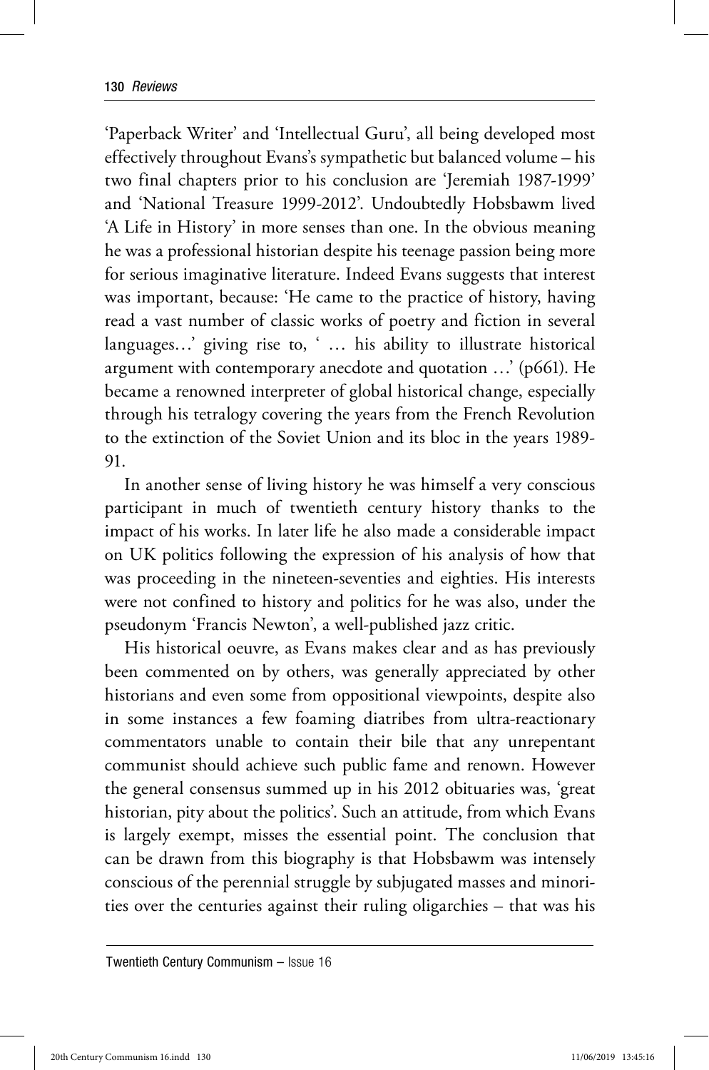'Paperback Writer' and 'Intellectual Guru', all being developed most effectively throughout Evans's sympathetic but balanced volume – his two final chapters prior to his conclusion are 'Jeremiah 1987-1999' and 'National Treasure 1999-2012'. Undoubtedly Hobsbawm lived 'A Life in History' in more senses than one. In the obvious meaning he was a professional historian despite his teenage passion being more for serious imaginative literature. Indeed Evans suggests that interest was important, because: 'He came to the practice of history, having read a vast number of classic works of poetry and fiction in several languages…' giving rise to, ' … his ability to illustrate historical argument with contemporary anecdote and quotation …' (p661). He became a renowned interpreter of global historical change, especially through his tetralogy covering the years from the French Revolution to the extinction of the Soviet Union and its bloc in the years 1989-91.

In another sense of living history he was himself a very conscious participant in much of twentieth century history thanks to the impact of his works. In later life he also made a considerable impact on UK politics following the expression of his analysis of how that was proceeding in the nineteen-seventies and eighties. His interests were not confined to history and politics for he was also, under the pseudonym 'Francis Newton', a well-published jazz critic.

His historical oeuvre, as Evans makes clear and as has previously been commented on by others, was generally appreciated by other historians and even some from oppositional viewpoints, despite also in some instances a few foaming diatribes from ultra-reactionary commentators unable to contain their bile that any unrepentant communist should achieve such public fame and renown. However the general consensus summed up in his 2012 obituaries was, 'great historian, pity about the politics'. Such an attitude, from which Evans is largely exempt, misses the essential point. The conclusion that can be drawn from this biography is that Hobsbawm was intensely conscious of the perennial struggle by subjugated masses and minorities over the centuries against their ruling oligarchies – that was his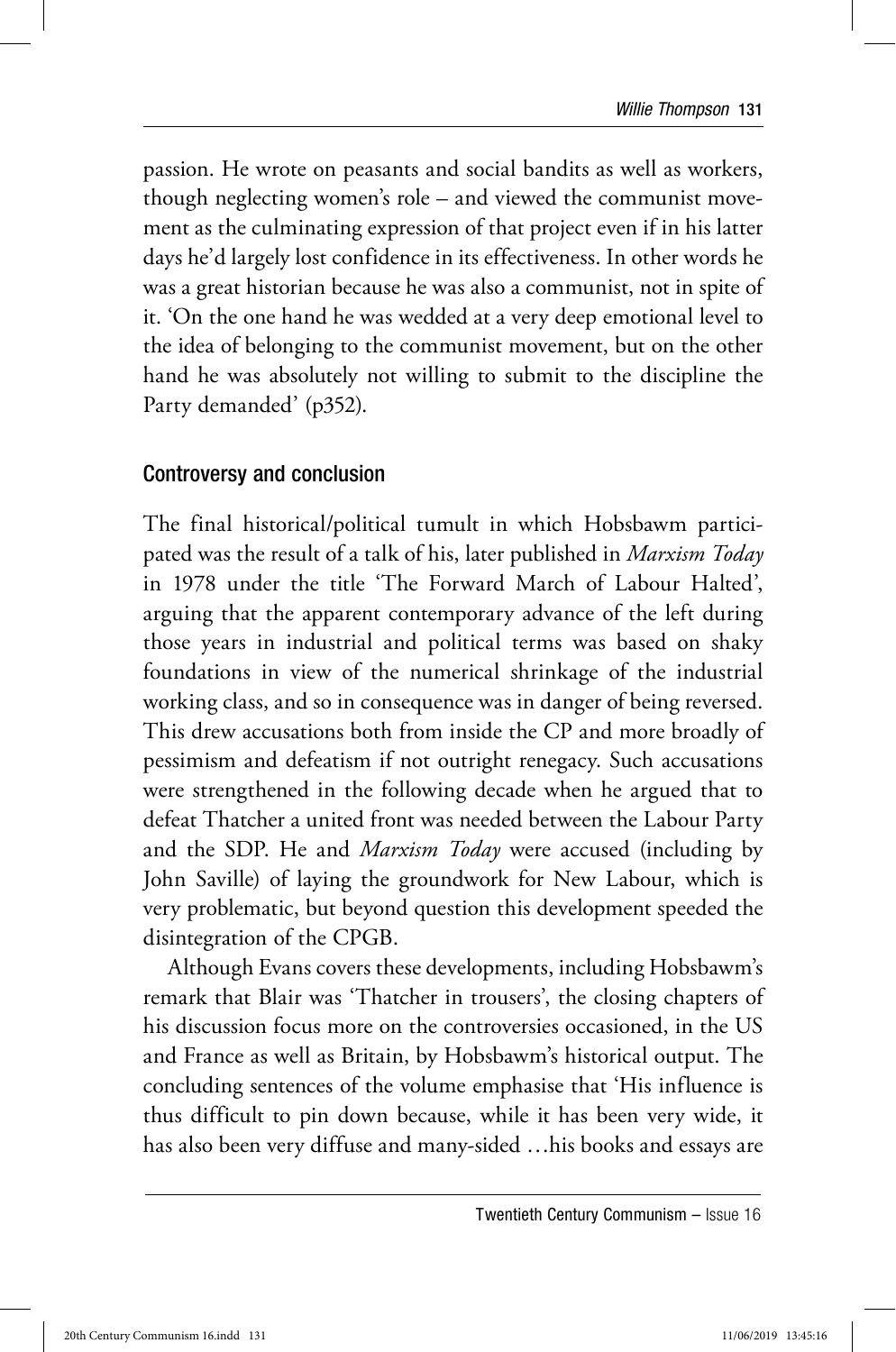passion. He wrote on peasants and social bandits as well as workers, though neglecting women's role – and viewed the communist movement as the culminating expression of that project even if in his latter days he'd largely lost confidence in its effectiveness. In other words he was a great historian because he was also a communist, not in spite of it. 'On the one hand he was wedded at a very deep emotional level to the idea of belonging to the communist movement, but on the other hand he was absolutely not willing to submit to the discipline the Party demanded' (p352).

## Controversy and conclusion

The final historical/political tumult in which Hobsbawm participated was the result of a talk of his, later published in *Marxism Today* in 1978 under the title 'The Forward March of Labour Halted', arguing that the apparent contemporary advance of the left during those years in industrial and political terms was based on shaky foundations in view of the numerical shrinkage of the industrial working class, and so in consequence was in danger of being reversed. This drew accusations both from inside the CP and more broadly of pessimism and defeatism if not outright renegacy. Such accusations were strengthened in the following decade when he argued that to defeat Thatcher a united front was needed between the Labour Party and the SDP. He and *Marxism Today* were accused (including by John Saville) of laying the groundwork for New Labour, which is very problematic, but beyond question this development speeded the disintegration of the CPGB.

Although Evans covers these developments, including Hobsbawm's remark that Blair was 'Thatcher in trousers', the closing chapters of his discussion focus more on the controversies occasioned, in the US and France as well as Britain, by Hobsbawm's historical output. The concluding sentences of the volume emphasise that 'His influence is thus difficult to pin down because, while it has been very wide, it has also been very diffuse and many-sided …his books and essays are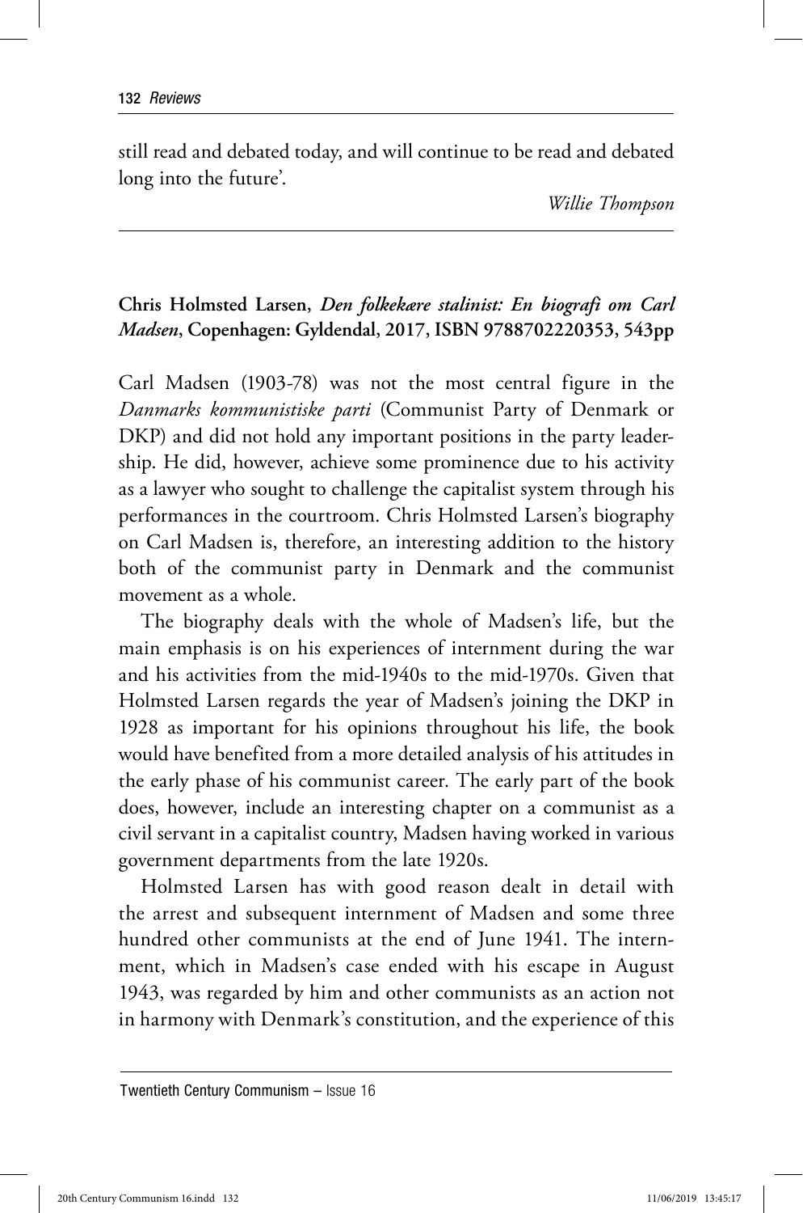still read and debated today, and will continue to be read and debated long into the future'.

*Willie Thompson*

---

**Chris Holmsted Larsen, *Den folkekære stalinist: En biografi om Carl Madsen*, Copenhagen: Gyldendal, 2017, ISBN 9788702220353, 543pp**

Carl Madsen (1903-78) was not the most central figure in the *Danmarks kommunistiske parti* (Communist Party of Denmark or DKP) and did not hold any important positions in the party leadership. He did, however, achieve some prominence due to his activity as a lawyer who sought to challenge the capitalist system through his performances in the courtroom. Chris Holmsted Larsen's biography on Carl Madsen is, therefore, an interesting addition to the history both of the communist party in Denmark and the communist movement as a whole.

The biography deals with the whole of Madsen's life, but the main emphasis is on his experiences of internment during the war and his activities from the mid-1940s to the mid-1970s. Given that Holmsted Larsen regards the year of Madsen's joining the DKP in 1928 as important for his opinions throughout his life, the book would have benefited from a more detailed analysis of his attitudes in the early phase of his communist career. The early part of the book does, however, include an interesting chapter on a communist as a civil servant in a capitalist country, Madsen having worked in various government departments from the late 1920s.

Holmsted Larsen has with good reason dealt in detail with the arrest and subsequent internment of Madsen and some three hundred other communists at the end of June 1941. The internment, which in Madsen's case ended with his escape in August 1943, was regarded by him and other communists as an action not in harmony with Denmark's constitution, and the experience of this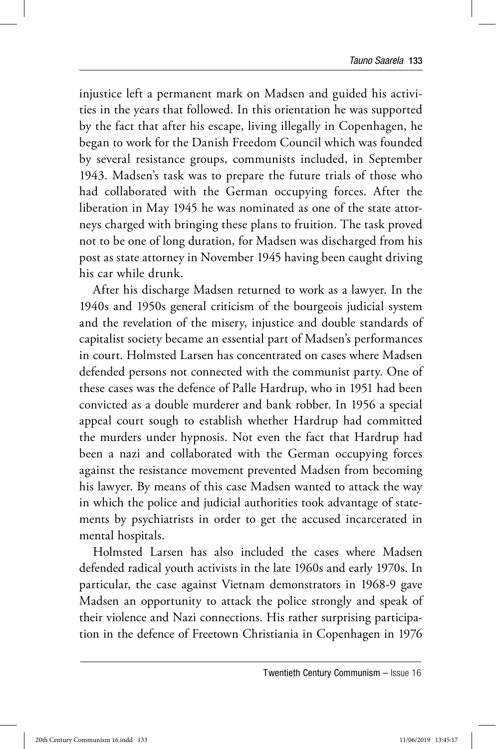injustice left a permanent mark on Madsen and guided his activities in the years that followed. In this orientation he was supported by the fact that after his escape, living illegally in Copenhagen, he began to work for the Danish Freedom Council which was founded by several resistance groups, communists included, in September 1943. Madsen's task was to prepare the future trials of those who had collaborated with the German occupying forces. After the liberation in May 1945 he was nominated as one of the state attorneys charged with bringing these plans to fruition. The task proved not to be one of long duration, for Madsen was discharged from his post as state attorney in November 1945 having been caught driving his car while drunk.

After his discharge Madsen returned to work as a lawyer. In the 1940s and 1950s general criticism of the bourgeois judicial system and the revelation of the misery, injustice and double standards of capitalist society became an essential part of Madsen's performances in court. Holmsted Larsen has concentrated on cases where Madsen defended persons not connected with the communist party. One of these cases was the defence of Palle Hardrup, who in 1951 had been convicted as a double murderer and bank robber. In 1956 a special appeal court sough to establish whether Hardrup had committed the murders under hypnosis. Not even the fact that Hardrup had been a nazi and collaborated with the German occupying forces against the resistance movement prevented Madsen from becoming his lawyer. By means of this case Madsen wanted to attack the way in which the police and judicial authorities took advantage of statements by psychiatrists in order to get the accused incarcerated in mental hospitals.

Holmsted Larsen has also included the cases where Madsen defended radical youth activists in the late 1960s and early 1970s. In particular, the case against Vietnam demonstrators in 1968-9 gave Madsen an opportunity to attack the police strongly and speak of their violence and Nazi connections. His rather surprising participation in the defence of Freetown Christiania in Copenhagen in 1976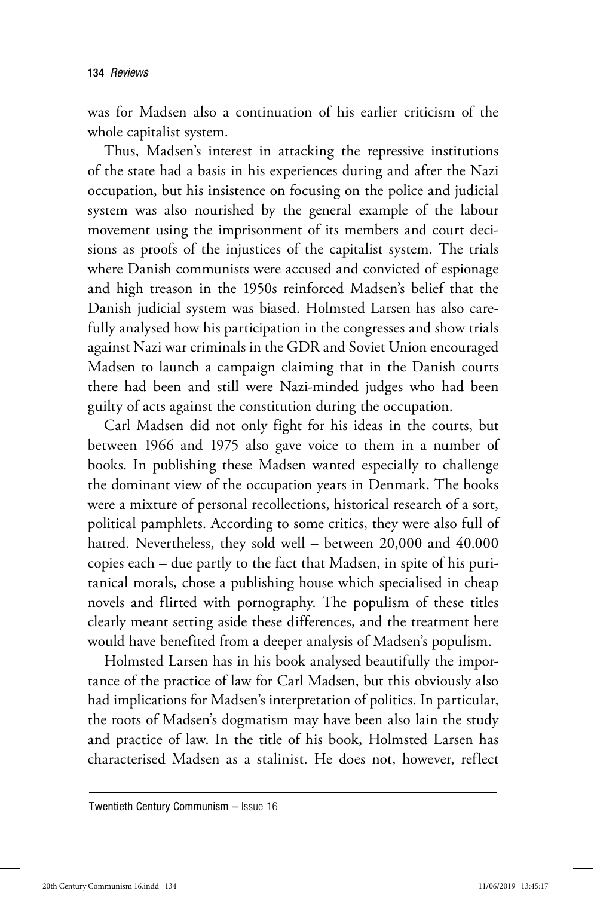was for Madsen also a continuation of his earlier criticism of the whole capitalist system.

Thus, Madsen's interest in attacking the repressive institutions of the state had a basis in his experiences during and after the Nazi occupation, but his insistence on focusing on the police and judicial system was also nourished by the general example of the labour movement using the imprisonment of its members and court decisions as proofs of the injustices of the capitalist system. The trials where Danish communists were accused and convicted of espionage and high treason in the 1950s reinforced Madsen's belief that the Danish judicial system was biased. Holmsted Larsen has also carefully analysed how his participation in the congresses and show trials against Nazi war criminals in the GDR and Soviet Union encouraged Madsen to launch a campaign claiming that in the Danish courts there had been and still were Nazi-minded judges who had been guilty of acts against the constitution during the occupation.

Carl Madsen did not only fight for his ideas in the courts, but between 1966 and 1975 also gave voice to them in a number of books. In publishing these Madsen wanted especially to challenge the dominant view of the occupation years in Denmark. The books were a mixture of personal recollections, historical research of a sort, political pamphlets. According to some critics, they were also full of hatred. Nevertheless, they sold well – between 20,000 and 40.000 copies each – due partly to the fact that Madsen, in spite of his puritanical morals, chose a publishing house which specialised in cheap novels and flirted with pornography. The populism of these titles clearly meant setting aside these differences, and the treatment here would have benefited from a deeper analysis of Madsen's populism.

Holmsted Larsen has in his book analysed beautifully the importance of the practice of law for Carl Madsen, but this obviously also had implications for Madsen's interpretation of politics. In particular, the roots of Madsen's dogmatism may have been also lain the study and practice of law. In the title of his book, Holmsted Larsen has characterised Madsen as a stalinist. He does not, however, reflect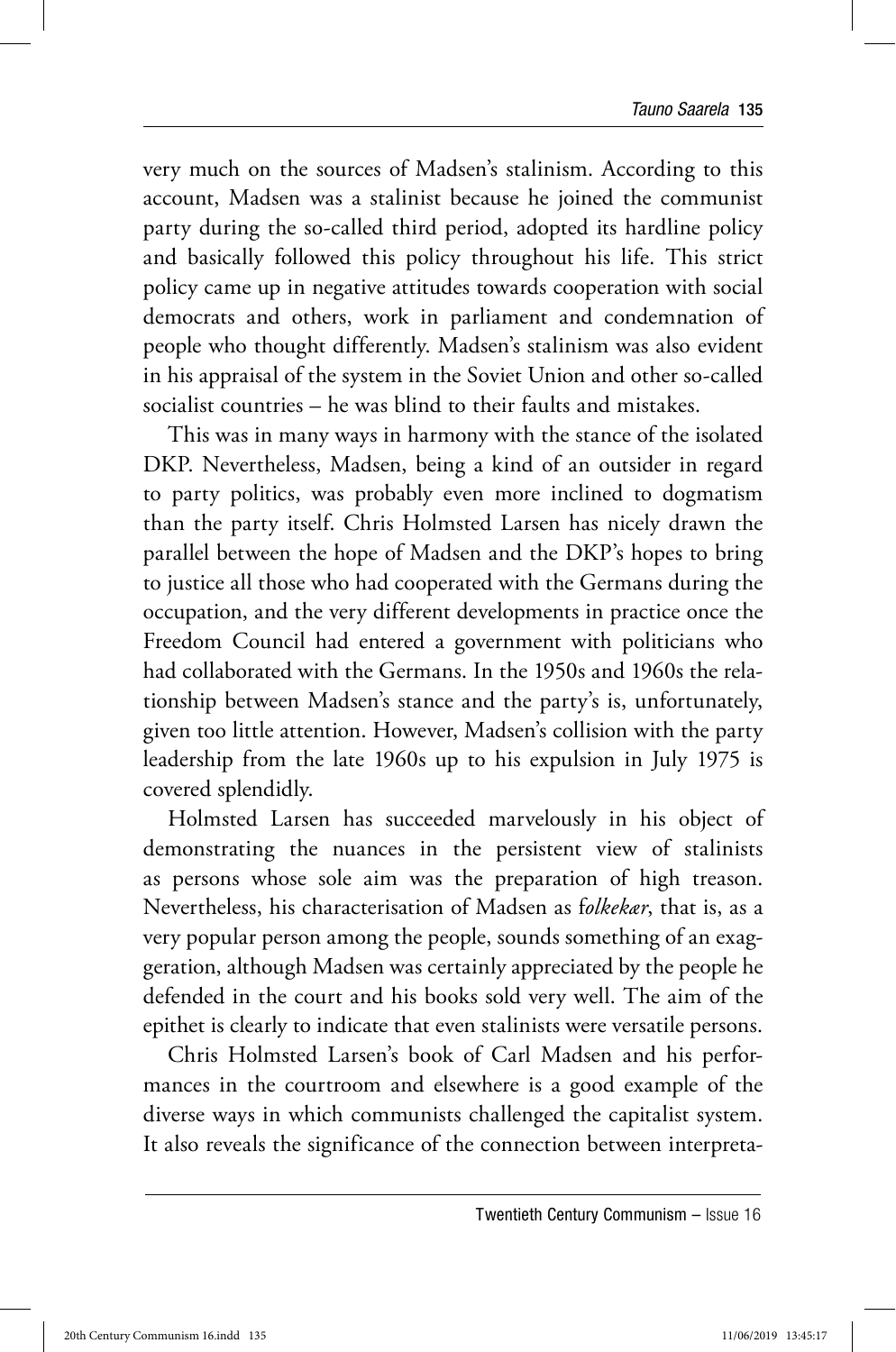very much on the sources of Madsen's stalinism. According to this account, Madsen was a stalinist because he joined the communist party during the so-called third period, adopted its hardline policy and basically followed this policy throughout his life. This strict policy came up in negative attitudes towards cooperation with social democrats and others, work in parliament and condemnation of people who thought differently. Madsen's stalinism was also evident in his appraisal of the system in the Soviet Union and other so-called socialist countries – he was blind to their faults and mistakes.

This was in many ways in harmony with the stance of the isolated DKP. Nevertheless, Madsen, being a kind of an outsider in regard to party politics, was probably even more inclined to dogmatism than the party itself. Chris Holmsted Larsen has nicely drawn the parallel between the hope of Madsen and the DKP's hopes to bring to justice all those who had cooperated with the Germans during the occupation, and the very different developments in practice once the Freedom Council had entered a government with politicians who had collaborated with the Germans. In the 1950s and 1960s the relationship between Madsen's stance and the party's is, unfortunately, given too little attention. However, Madsen's collision with the party leadership from the late 1960s up to his expulsion in July 1975 is covered splendidly.

Holmsted Larsen has succeeded marvelously in his object of demonstrating the nuances in the persistent view of stalinists as persons whose sole aim was the preparation of high treason. Nevertheless, his characterisation of Madsen as f*olkekær*, that is, as a very popular person among the people, sounds something of an exaggeration, although Madsen was certainly appreciated by the people he defended in the court and his books sold very well. The aim of the epithet is clearly to indicate that even stalinists were versatile persons.

Chris Holmsted Larsen's book of Carl Madsen and his performances in the courtroom and elsewhere is a good example of the diverse ways in which communists challenged the capitalist system. It also reveals the significance of the connection between interpreta-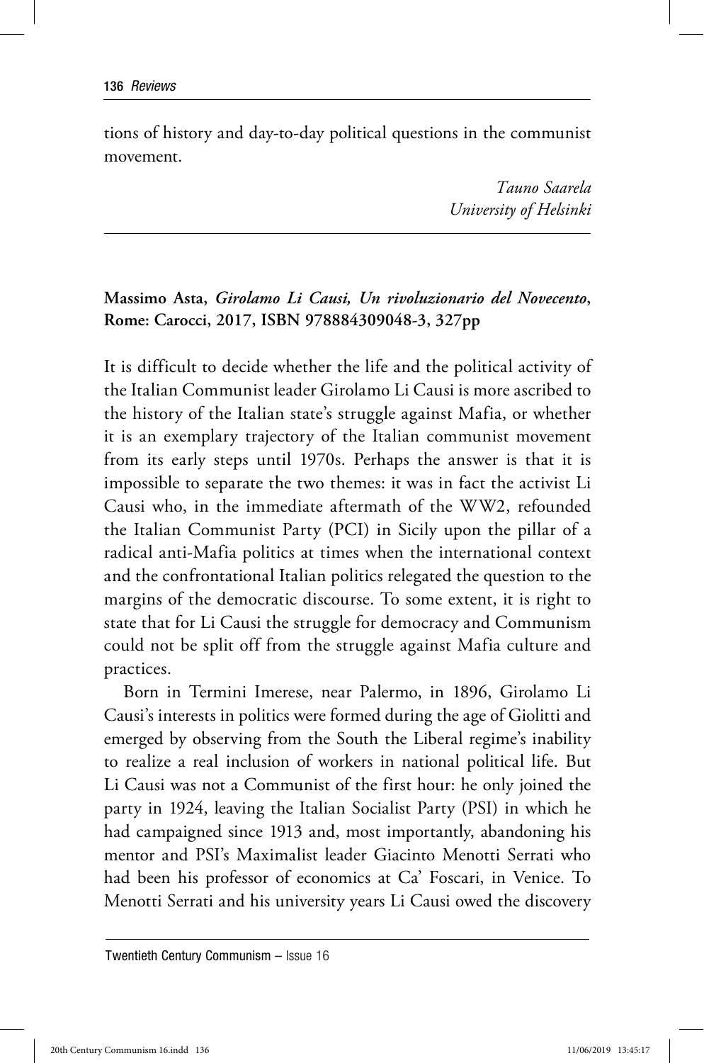tions of history and day-to-day political questions in the communist movement.

*Tauno Saarela*
*University of Helsinki*

---

**Massimo Asta, *Girolamo Li Causi, Un rivoluzionario del Novecento*, Rome: Carocci, 2017, ISBN 978884309048-3, 327pp**

It is difficult to decide whether the life and the political activity of the Italian Communist leader Girolamo Li Causi is more ascribed to the history of the Italian state's struggle against Mafia, or whether it is an exemplary trajectory of the Italian communist movement from its early steps until 1970s. Perhaps the answer is that it is impossible to separate the two themes: it was in fact the activist Li Causi who, in the immediate aftermath of the WW2, refounded the Italian Communist Party (PCI) in Sicily upon the pillar of a radical anti-Mafia politics at times when the international context and the confrontational Italian politics relegated the question to the margins of the democratic discourse. To some extent, it is right to state that for Li Causi the struggle for democracy and Communism could not be split off from the struggle against Mafia culture and practices.

Born in Termini Imerese, near Palermo, in 1896, Girolamo Li Causi's interests in politics were formed during the age of Giolitti and emerged by observing from the South the Liberal regime's inability to realize a real inclusion of workers in national political life. But Li Causi was not a Communist of the first hour: he only joined the party in 1924, leaving the Italian Socialist Party (PSI) in which he had campaigned since 1913 and, most importantly, abandoning his mentor and PSI's Maximalist leader Giacinto Menotti Serrati who had been his professor of economics at Ca' Foscari, in Venice. To Menotti Serrati and his university years Li Causi owed the discovery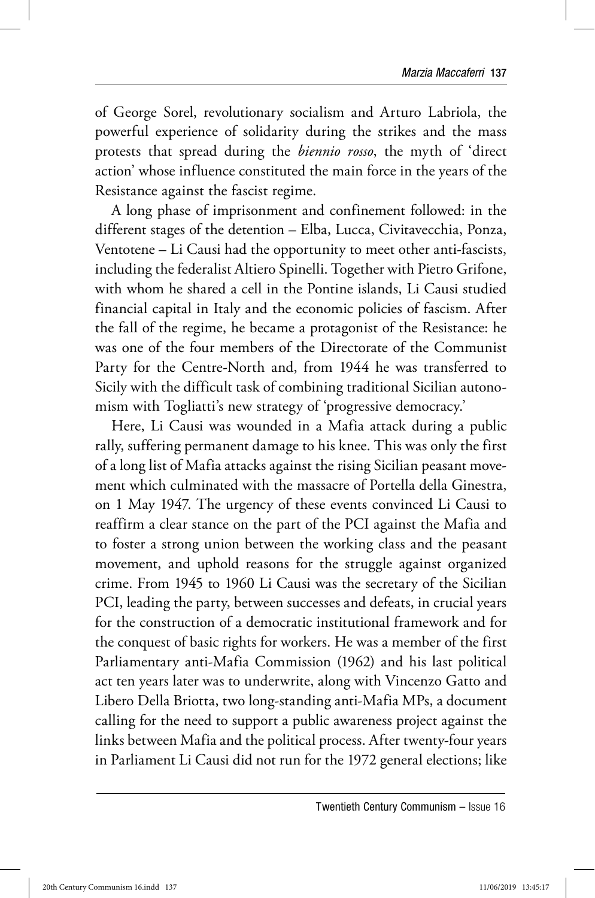of George Sorel, revolutionary socialism and Arturo Labriola, the powerful experience of solidarity during the strikes and the mass protests that spread during the *biennio rosso*, the myth of 'direct action' whose influence constituted the main force in the years of the Resistance against the fascist regime.

A long phase of imprisonment and confinement followed: in the different stages of the detention – Elba, Lucca, Civitavecchia, Ponza, Ventotene – Li Causi had the opportunity to meet other anti-fascists, including the federalist Altiero Spinelli. Together with Pietro Grifone, with whom he shared a cell in the Pontine islands, Li Causi studied financial capital in Italy and the economic policies of fascism. After the fall of the regime, he became a protagonist of the Resistance: he was one of the four members of the Directorate of the Communist Party for the Centre-North and, from 1944 he was transferred to Sicily with the difficult task of combining traditional Sicilian autonomism with Togliatti's new strategy of 'progressive democracy.'

Here, Li Causi was wounded in a Mafia attack during a public rally, suffering permanent damage to his knee. This was only the first of a long list of Mafia attacks against the rising Sicilian peasant movement which culminated with the massacre of Portella della Ginestra, on 1 May 1947. The urgency of these events convinced Li Causi to reaffirm a clear stance on the part of the PCI against the Mafia and to foster a strong union between the working class and the peasant movement, and uphold reasons for the struggle against organized crime. From 1945 to 1960 Li Causi was the secretary of the Sicilian PCI, leading the party, between successes and defeats, in crucial years for the construction of a democratic institutional framework and for the conquest of basic rights for workers. He was a member of the first Parliamentary anti-Mafia Commission (1962) and his last political act ten years later was to underwrite, along with Vincenzo Gatto and Libero Della Briotta, two long-standing anti-Mafia MPs, a document calling for the need to support a public awareness project against the links between Mafia and the political process. After twenty-four years in Parliament Li Causi did not run for the 1972 general elections; like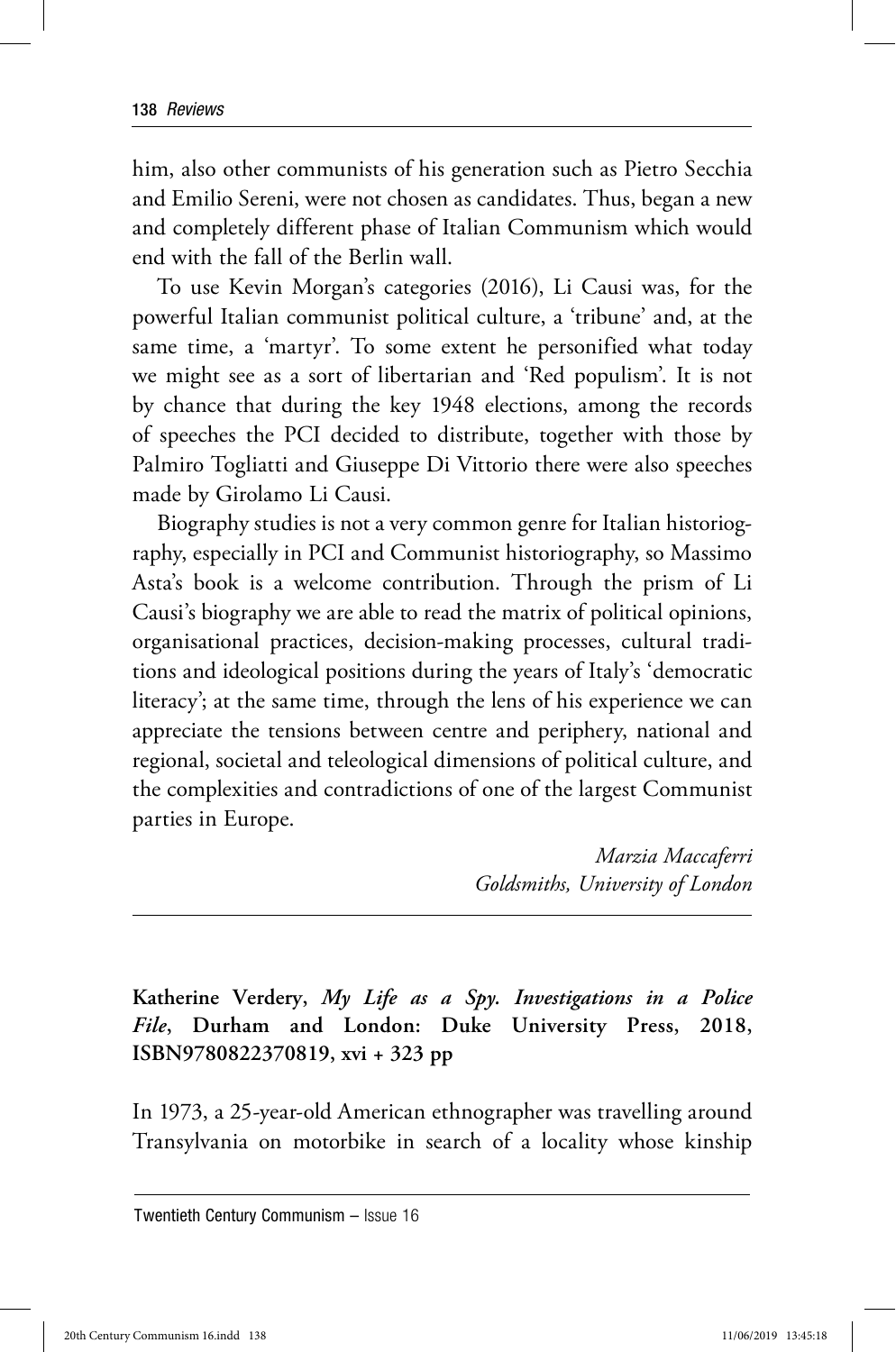him, also other communists of his generation such as Pietro Secchia and Emilio Sereni, were not chosen as candidates. Thus, began a new and completely different phase of Italian Communism which would end with the fall of the Berlin wall.

To use Kevin Morgan's categories (2016), Li Causi was, for the powerful Italian communist political culture, a 'tribune' and, at the same time, a 'martyr'. To some extent he personified what today we might see as a sort of libertarian and 'Red populism'. It is not by chance that during the key 1948 elections, among the records of speeches the PCI decided to distribute, together with those by Palmiro Togliatti and Giuseppe Di Vittorio there were also speeches made by Girolamo Li Causi.

Biography studies is not a very common genre for Italian historiography, especially in PCI and Communist historiography, so Massimo Asta's book is a welcome contribution. Through the prism of Li Causi's biography we are able to read the matrix of political opinions, organisational practices, decision-making processes, cultural traditions and ideological positions during the years of Italy's 'democratic literacy'; at the same time, through the lens of his experience we can appreciate the tensions between centre and periphery, national and regional, societal and teleological dimensions of political culture, and the complexities and contradictions of one of the largest Communist parties in Europe.

*Marzia Maccaferri*
*Goldsmiths, University of London*

---

**Katherine Verdery, *My Life as a Spy. Investigations in a Police File*, Durham and London: Duke University Press, 2018, ISBN9780822370819, xvi + 323 pp**

In 1973, a 25-year-old American ethnographer was travelling around Transylvania on motorbike in search of a locality whose kinship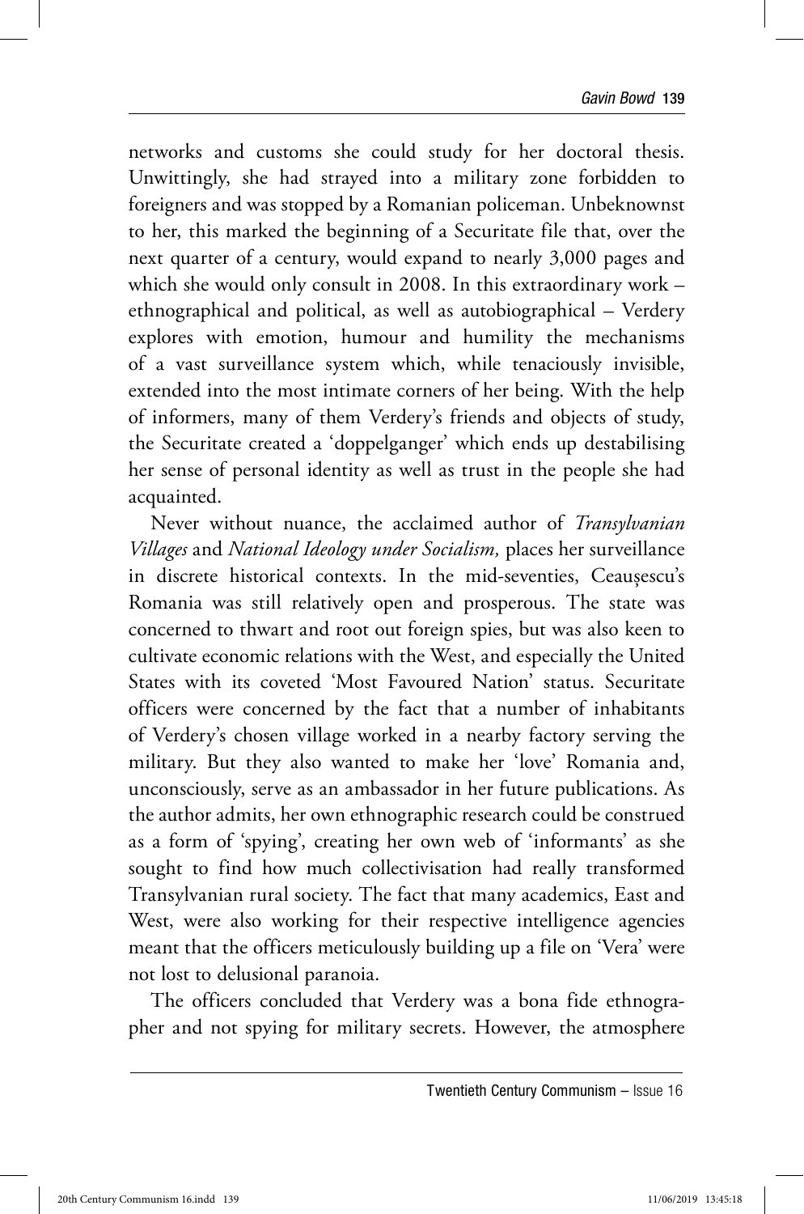networks and customs she could study for her doctoral thesis. Unwittingly, she had strayed into a military zone forbidden to foreigners and was stopped by a Romanian policeman. Unbeknownst to her, this marked the beginning of a Securitate file that, over the next quarter of a century, would expand to nearly 3,000 pages and which she would only consult in 2008. In this extraordinary work – ethnographical and political, as well as autobiographical – Verdery explores with emotion, humour and humility the mechanisms of a vast surveillance system which, while tenaciously invisible, extended into the most intimate corners of her being. With the help of informers, many of them Verdery's friends and objects of study, the Securitate created a 'doppelganger' which ends up destabilising her sense of personal identity as well as trust in the people she had acquainted.

Never without nuance, the acclaimed author of *Transylvanian Villages* and *National Ideology under Socialism,* places her surveillance in discrete historical contexts. In the mid-seventies, Ceaușescu's Romania was still relatively open and prosperous. The state was concerned to thwart and root out foreign spies, but was also keen to cultivate economic relations with the West, and especially the United States with its coveted 'Most Favoured Nation' status. Securitate officers were concerned by the fact that a number of inhabitants of Verdery's chosen village worked in a nearby factory serving the military. But they also wanted to make her 'love' Romania and, unconsciously, serve as an ambassador in her future publications. As the author admits, her own ethnographic research could be construed as a form of 'spying', creating her own web of 'informants' as she sought to find how much collectivisation had really transformed Transylvanian rural society. The fact that many academics, East and West, were also working for their respective intelligence agencies meant that the officers meticulously building up a file on 'Vera' were not lost to delusional paranoia.

The officers concluded that Verdery was a bona fide ethnographer and not spying for military secrets. However, the atmosphere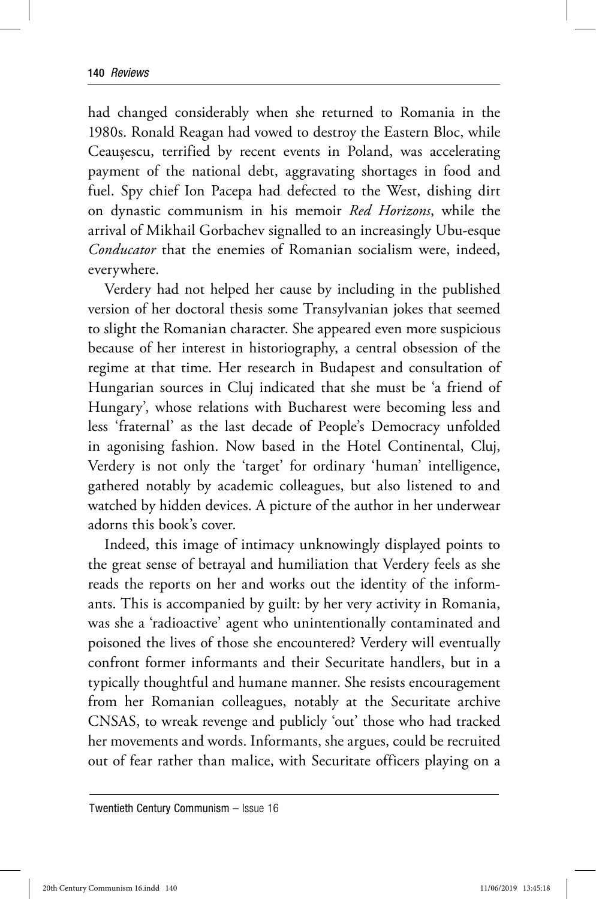had changed considerably when she returned to Romania in the 1980s. Ronald Reagan had vowed to destroy the Eastern Bloc, while Ceaușescu, terrified by recent events in Poland, was accelerating payment of the national debt, aggravating shortages in food and fuel. Spy chief Ion Pacepa had defected to the West, dishing dirt on dynastic communism in his memoir *Red Horizons*, while the arrival of Mikhail Gorbachev signalled to an increasingly Ubu-esque *Conducator* that the enemies of Romanian socialism were, indeed, everywhere.

Verdery had not helped her cause by including in the published version of her doctoral thesis some Transylvanian jokes that seemed to slight the Romanian character. She appeared even more suspicious because of her interest in historiography, a central obsession of the regime at that time. Her research in Budapest and consultation of Hungarian sources in Cluj indicated that she must be 'a friend of Hungary', whose relations with Bucharest were becoming less and less 'fraternal' as the last decade of People's Democracy unfolded in agonising fashion. Now based in the Hotel Continental, Cluj, Verdery is not only the 'target' for ordinary 'human' intelligence, gathered notably by academic colleagues, but also listened to and watched by hidden devices. A picture of the author in her underwear adorns this book's cover.

Indeed, this image of intimacy unknowingly displayed points to the great sense of betrayal and humiliation that Verdery feels as she reads the reports on her and works out the identity of the informants. This is accompanied by guilt: by her very activity in Romania, was she a 'radioactive' agent who unintentionally contaminated and poisoned the lives of those she encountered? Verdery will eventually confront former informants and their Securitate handlers, but in a typically thoughtful and humane manner. She resists encouragement from her Romanian colleagues, notably at the Securitate archive CNSAS, to wreak revenge and publicly 'out' those who had tracked her movements and words. Informants, she argues, could be recruited out of fear rather than malice, with Securitate officers playing on a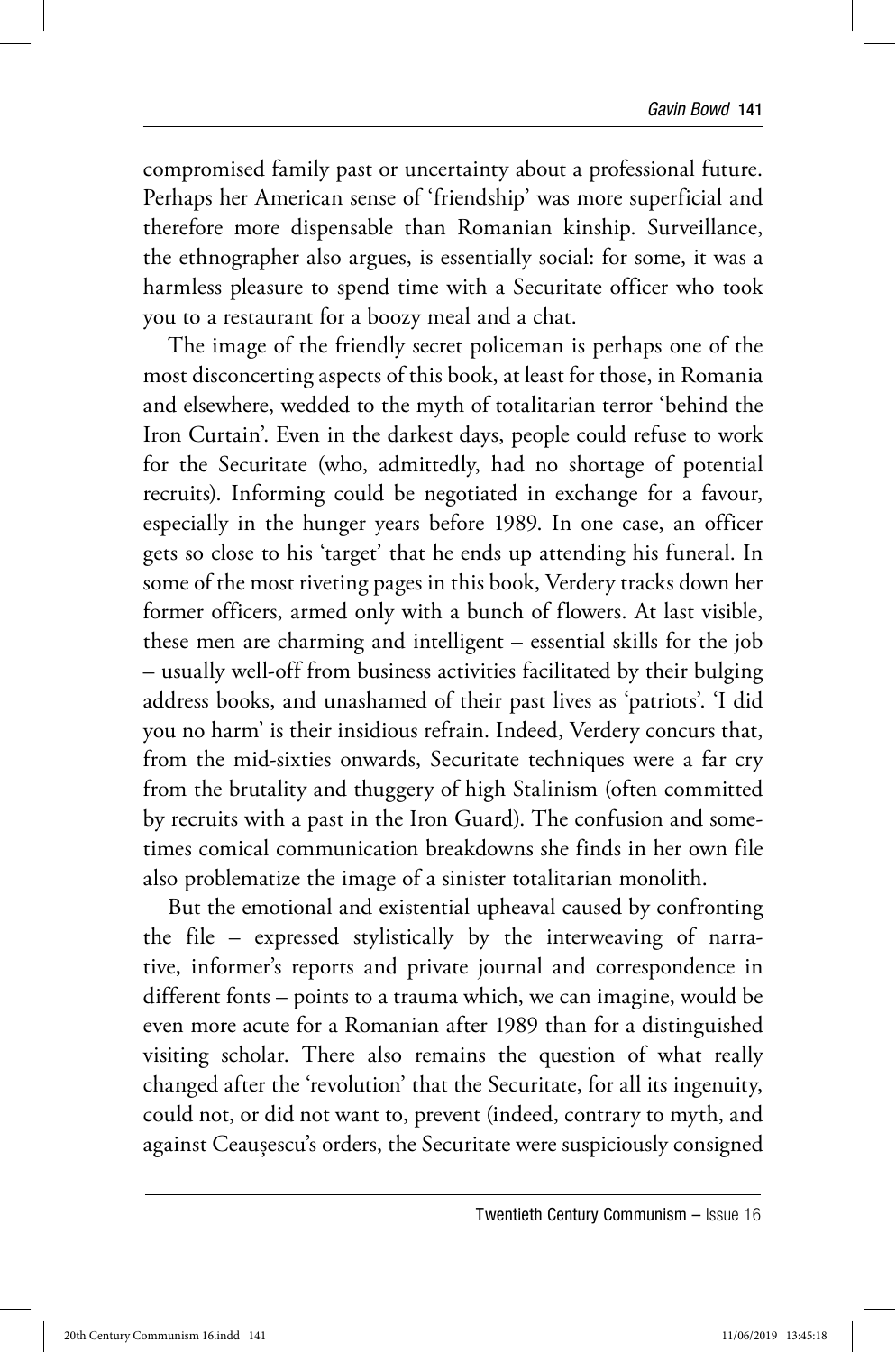compromised family past or uncertainty about a professional future. Perhaps her American sense of 'friendship' was more superficial and therefore more dispensable than Romanian kinship. Surveillance, the ethnographer also argues, is essentially social: for some, it was a harmless pleasure to spend time with a Securitate officer who took you to a restaurant for a boozy meal and a chat.

The image of the friendly secret policeman is perhaps one of the most disconcerting aspects of this book, at least for those, in Romania and elsewhere, wedded to the myth of totalitarian terror 'behind the Iron Curtain'. Even in the darkest days, people could refuse to work for the Securitate (who, admittedly, had no shortage of potential recruits). Informing could be negotiated in exchange for a favour, especially in the hunger years before 1989. In one case, an officer gets so close to his 'target' that he ends up attending his funeral. In some of the most riveting pages in this book, Verdery tracks down her former officers, armed only with a bunch of flowers. At last visible, these men are charming and intelligent – essential skills for the job – usually well-off from business activities facilitated by their bulging address books, and unashamed of their past lives as 'patriots'. 'I did you no harm' is their insidious refrain. Indeed, Verdery concurs that, from the mid-sixties onwards, Securitate techniques were a far cry from the brutality and thuggery of high Stalinism (often committed by recruits with a past in the Iron Guard). The confusion and sometimes comical communication breakdowns she finds in her own file also problematize the image of a sinister totalitarian monolith.

But the emotional and existential upheaval caused by confronting the file – expressed stylistically by the interweaving of narrative, informer's reports and private journal and correspondence in different fonts – points to a trauma which, we can imagine, would be even more acute for a Romanian after 1989 than for a distinguished visiting scholar. There also remains the question of what really changed after the 'revolution' that the Securitate, for all its ingenuity, could not, or did not want to, prevent (indeed, contrary to myth, and against Ceaușescu's orders, the Securitate were suspiciously consigned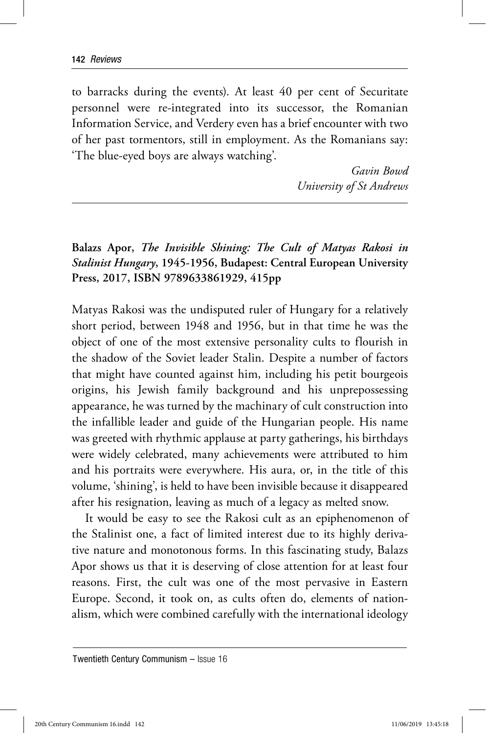to barracks during the events). At least 40 per cent of Securitate personnel were re-integrated into its successor, the Romanian Information Service, and Verdery even has a brief encounter with two of her past tormentors, still in employment. As the Romanians say: 'The blue-eyed boys are always watching'.

*Gavin Bowd*
*University of St Andrews*

---

**Balazs Apor, *The Invisible Shining: The Cult of Matyas Rakosi in Stalinist Hungary*, 1945-1956, Budapest: Central European University Press, 2017, ISBN 9789633861929, 415pp**

Matyas Rakosi was the undisputed ruler of Hungary for a relatively short period, between 1948 and 1956, but in that time he was the object of one of the most extensive personality cults to flourish in the shadow of the Soviet leader Stalin. Despite a number of factors that might have counted against him, including his petit bourgeois origins, his Jewish family background and his unprepossessing appearance, he was turned by the machinary of cult construction into the infallible leader and guide of the Hungarian people. His name was greeted with rhythmic applause at party gatherings, his birthdays were widely celebrated, many achievements were attributed to him and his portraits were everywhere. His aura, or, in the title of this volume, 'shining', is held to have been invisible because it disappeared after his resignation, leaving as much of a legacy as melted snow.

It would be easy to see the Rakosi cult as an epiphenomenon of the Stalinist one, a fact of limited interest due to its highly derivative nature and monotonous forms. In this fascinating study, Balazs Apor shows us that it is deserving of close attention for at least four reasons. First, the cult was one of the most pervasive in Eastern Europe. Second, it took on, as cults often do, elements of nationalism, which were combined carefully with the international ideology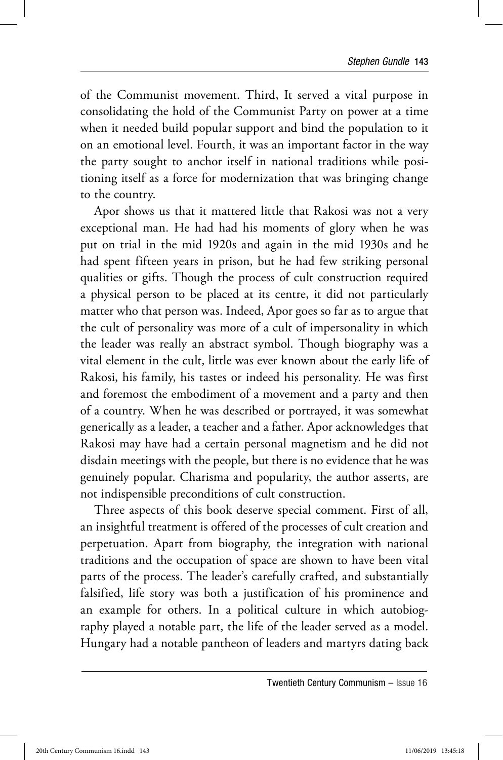of the Communist movement. Third, It served a vital purpose in consolidating the hold of the Communist Party on power at a time when it needed build popular support and bind the population to it on an emotional level. Fourth, it was an important factor in the way the party sought to anchor itself in national traditions while positioning itself as a force for modernization that was bringing change to the country.

Apor shows us that it mattered little that Rakosi was not a very exceptional man. He had had his moments of glory when he was put on trial in the mid 1920s and again in the mid 1930s and he had spent fifteen years in prison, but he had few striking personal qualities or gifts. Though the process of cult construction required a physical person to be placed at its centre, it did not particularly matter who that person was. Indeed, Apor goes so far as to argue that the cult of personality was more of a cult of impersonality in which the leader was really an abstract symbol. Though biography was a vital element in the cult, little was ever known about the early life of Rakosi, his family, his tastes or indeed his personality. He was first and foremost the embodiment of a movement and a party and then of a country. When he was described or portrayed, it was somewhat generically as a leader, a teacher and a father. Apor acknowledges that Rakosi may have had a certain personal magnetism and he did not disdain meetings with the people, but there is no evidence that he was genuinely popular. Charisma and popularity, the author asserts, are not indispensible preconditions of cult construction.

Three aspects of this book deserve special comment. First of all, an insightful treatment is offered of the processes of cult creation and perpetuation. Apart from biography, the integration with national traditions and the occupation of space are shown to have been vital parts of the process. The leader's carefully crafted, and substantially falsified, life story was both a justification of his prominence and an example for others. In a political culture in which autobiography played a notable part, the life of the leader served as a model. Hungary had a notable pantheon of leaders and martyrs dating back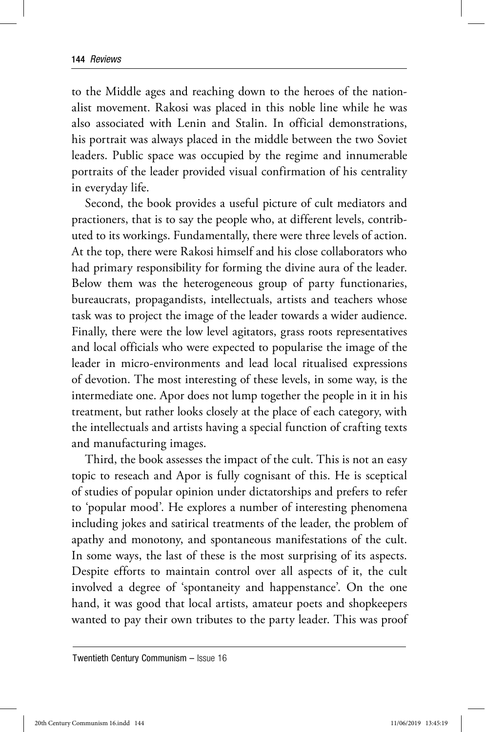to the Middle ages and reaching down to the heroes of the nationalist movement. Rakosi was placed in this noble line while he was also associated with Lenin and Stalin. In official demonstrations, his portrait was always placed in the middle between the two Soviet leaders. Public space was occupied by the regime and innumerable portraits of the leader provided visual confirmation of his centrality in everyday life.

Second, the book provides a useful picture of cult mediators and practioners, that is to say the people who, at different levels, contributed to its workings. Fundamentally, there were three levels of action. At the top, there were Rakosi himself and his close collaborators who had primary responsibility for forming the divine aura of the leader. Below them was the heterogeneous group of party functionaries, bureaucrats, propagandists, intellectuals, artists and teachers whose task was to project the image of the leader towards a wider audience. Finally, there were the low level agitators, grass roots representatives and local officials who were expected to popularise the image of the leader in micro-environments and lead local ritualised expressions of devotion. The most interesting of these levels, in some way, is the intermediate one. Apor does not lump together the people in it in his treatment, but rather looks closely at the place of each category, with the intellectuals and artists having a special function of crafting texts and manufacturing images.

Third, the book assesses the impact of the cult. This is not an easy topic to reseach and Apor is fully cognisant of this. He is sceptical of studies of popular opinion under dictatorships and prefers to refer to 'popular mood'. He explores a number of interesting phenomena including jokes and satirical treatments of the leader, the problem of apathy and monotony, and spontaneous manifestations of the cult. In some ways, the last of these is the most surprising of its aspects. Despite efforts to maintain control over all aspects of it, the cult involved a degree of 'spontaneity and happenstance'. On the one hand, it was good that local artists, amateur poets and shopkeepers wanted to pay their own tributes to the party leader. This was proof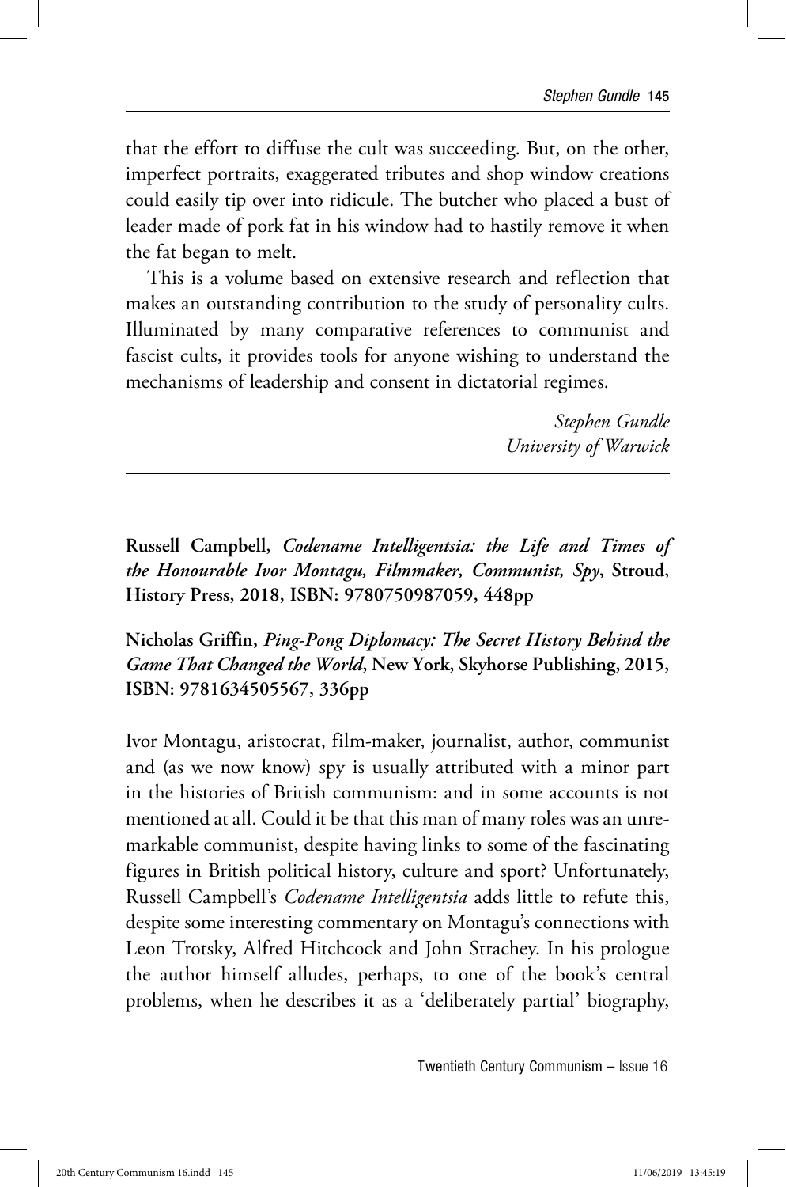that the effort to diffuse the cult was succeeding. But, on the other, imperfect portraits, exaggerated tributes and shop window creations could easily tip over into ridicule. The butcher who placed a bust of leader made of pork fat in his window had to hastily remove it when the fat began to melt.

This is a volume based on extensive research and reflection that makes an outstanding contribution to the study of personality cults. Illuminated by many comparative references to communist and fascist cults, it provides tools for anyone wishing to understand the mechanisms of leadership and consent in dictatorial regimes.

*Stephen Gundle*
*University of Warwick*

---

**Russell Campbell, *Codename Intelligentsia: the Life and Times of the Honourable Ivor Montagu, Filmmaker, Communist, Spy*, Stroud, History Press, 2018, ISBN: 9780750987059, 448pp**

**Nicholas Griffin, *Ping-Pong Diplomacy: The Secret History Behind the Game That Changed the World*, New York, Skyhorse Publishing, 2015, ISBN: 9781634505567, 336pp**

Ivor Montagu, aristocrat, film-maker, journalist, author, communist and (as we now know) spy is usually attributed with a minor part in the histories of British communism: and in some accounts is not mentioned at all. Could it be that this man of many roles was an unremarkable communist, despite having links to some of the fascinating figures in British political history, culture and sport? Unfortunately, Russell Campbell's *Codename Intelligentsia* adds little to refute this, despite some interesting commentary on Montagu's connections with Leon Trotsky, Alfred Hitchcock and John Strachey. In his prologue the author himself alludes, perhaps, to one of the book's central problems, when he describes it as a 'deliberately partial' biography,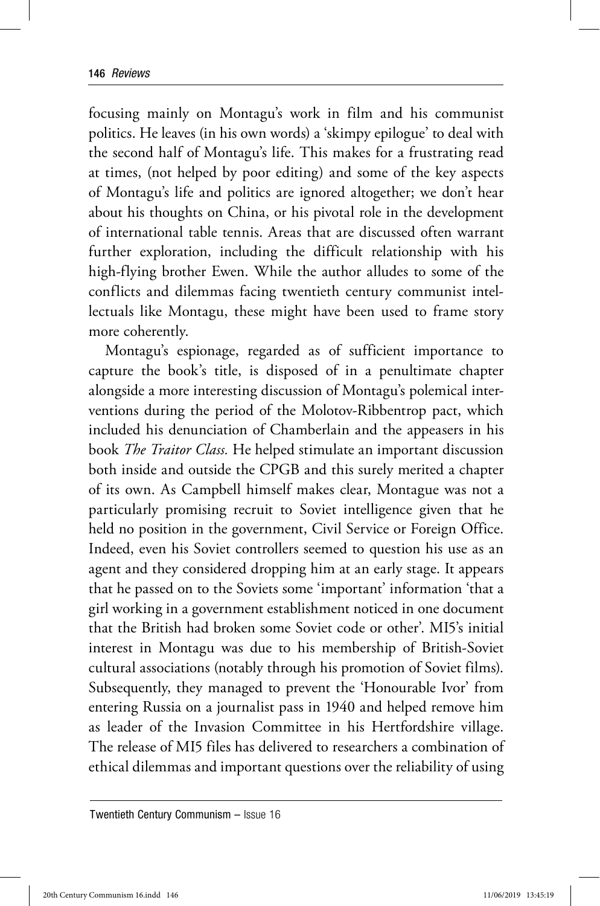focusing mainly on Montagu's work in film and his communist politics. He leaves (in his own words) a 'skimpy epilogue' to deal with the second half of Montagu's life. This makes for a frustrating read at times, (not helped by poor editing) and some of the key aspects of Montagu's life and politics are ignored altogether; we don't hear about his thoughts on China, or his pivotal role in the development of international table tennis. Areas that are discussed often warrant further exploration, including the difficult relationship with his high-flying brother Ewen. While the author alludes to some of the conflicts and dilemmas facing twentieth century communist intellectuals like Montagu, these might have been used to frame story more coherently.

Montagu's espionage, regarded as of sufficient importance to capture the book's title, is disposed of in a penultimate chapter alongside a more interesting discussion of Montagu's polemical interventions during the period of the Molotov-Ribbentrop pact, which included his denunciation of Chamberlain and the appeasers in his book *The Traitor Class.* He helped stimulate an important discussion both inside and outside the CPGB and this surely merited a chapter of its own. As Campbell himself makes clear, Montague was not a particularly promising recruit to Soviet intelligence given that he held no position in the government, Civil Service or Foreign Office. Indeed, even his Soviet controllers seemed to question his use as an agent and they considered dropping him at an early stage. It appears that he passed on to the Soviets some 'important' information 'that a girl working in a government establishment noticed in one document that the British had broken some Soviet code or other'. MI5's initial interest in Montagu was due to his membership of British-Soviet cultural associations (notably through his promotion of Soviet films). Subsequently, they managed to prevent the 'Honourable Ivor' from entering Russia on a journalist pass in 1940 and helped remove him as leader of the Invasion Committee in his Hertfordshire village. The release of MI5 files has delivered to researchers a combination of ethical dilemmas and important questions over the reliability of using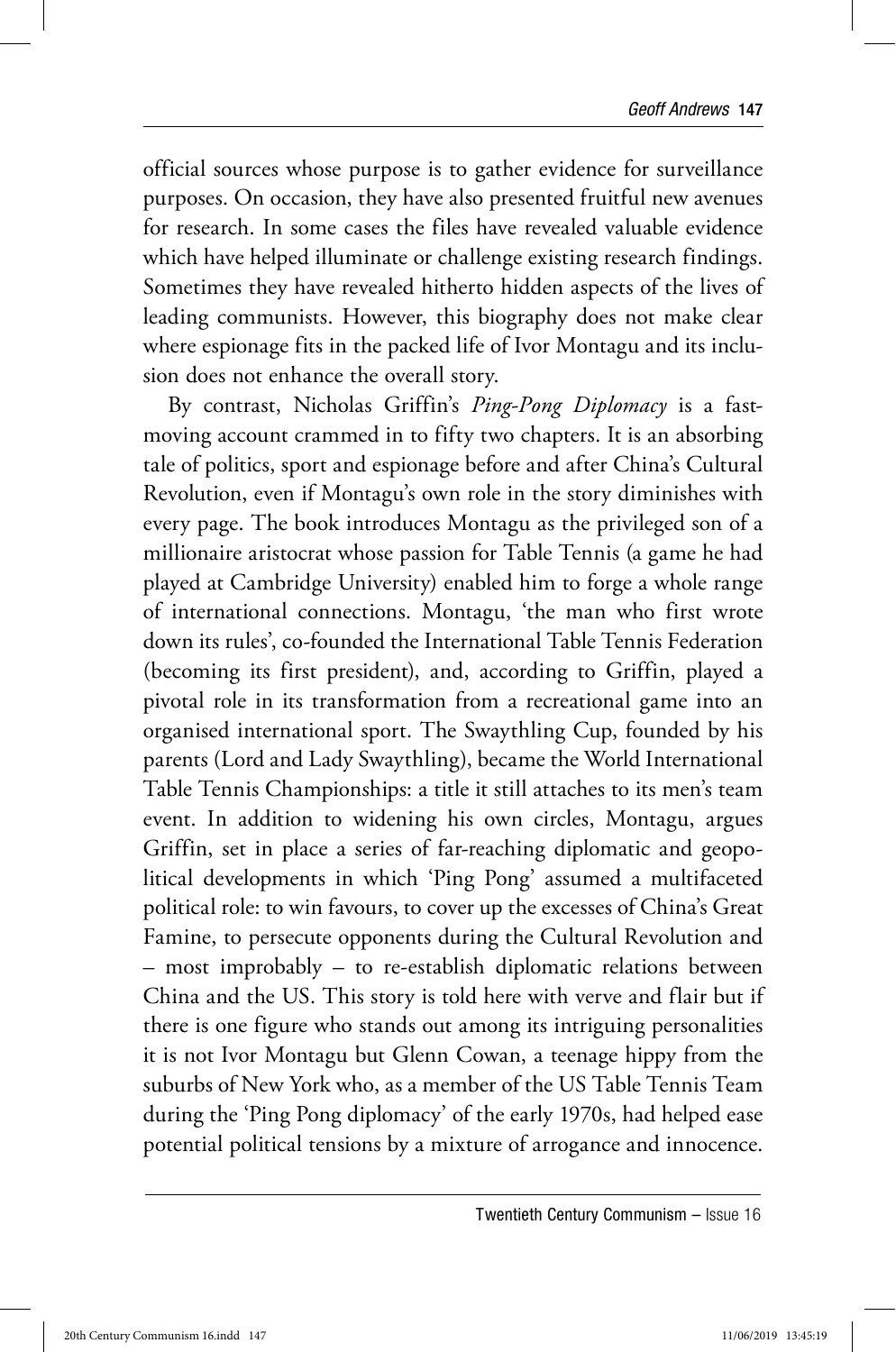official sources whose purpose is to gather evidence for surveillance purposes. On occasion, they have also presented fruitful new avenues for research. In some cases the files have revealed valuable evidence which have helped illuminate or challenge existing research findings. Sometimes they have revealed hitherto hidden aspects of the lives of leading communists. However, this biography does not make clear where espionage fits in the packed life of Ivor Montagu and its inclusion does not enhance the overall story.

By contrast, Nicholas Griffin's *Ping-Pong Diplomacy* is a fast-moving account crammed in to fifty two chapters. It is an absorbing tale of politics, sport and espionage before and after China's Cultural Revolution, even if Montagu's own role in the story diminishes with every page. The book introduces Montagu as the privileged son of a millionaire aristocrat whose passion for Table Tennis (a game he had played at Cambridge University) enabled him to forge a whole range of international connections. Montagu, 'the man who first wrote down its rules', co-founded the International Table Tennis Federation (becoming its first president), and, according to Griffin, played a pivotal role in its transformation from a recreational game into an organised international sport. The Swaythling Cup, founded by his parents (Lord and Lady Swaythling), became the World International Table Tennis Championships: a title it still attaches to its men's team event. In addition to widening his own circles, Montagu, argues Griffin, set in place a series of far-reaching diplomatic and geopolitical developments in which 'Ping Pong' assumed a multifaceted political role: to win favours, to cover up the excesses of China's Great Famine, to persecute opponents during the Cultural Revolution and – most improbably – to re-establish diplomatic relations between China and the US. This story is told here with verve and flair but if there is one figure who stands out among its intriguing personalities it is not Ivor Montagu but Glenn Cowan, a teenage hippy from the suburbs of New York who, as a member of the US Table Tennis Team during the 'Ping Pong diplomacy' of the early 1970s, had helped ease potential political tensions by a mixture of arrogance and innocence.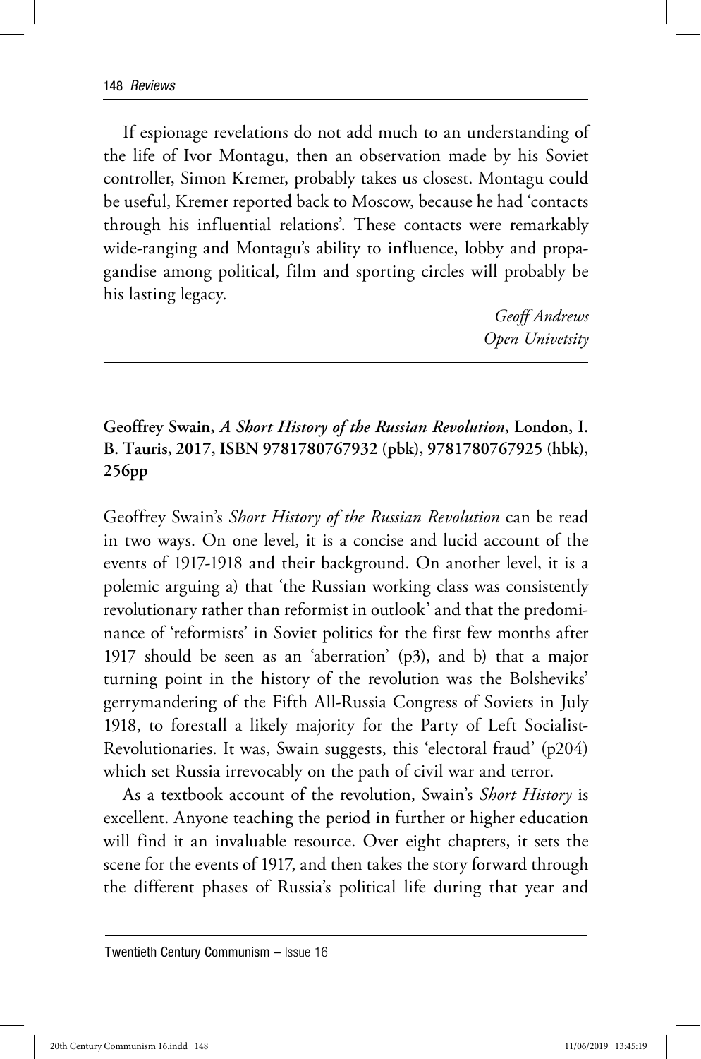If espionage revelations do not add much to an understanding of the life of Ivor Montagu, then an observation made by his Soviet controller, Simon Kremer, probably takes us closest. Montagu could be useful, Kremer reported back to Moscow, because he had 'contacts through his influential relations'. These contacts were remarkably wide-ranging and Montagu's ability to influence, lobby and propagandise among political, film and sporting circles will probably be his lasting legacy.

*Geoff Andrews*
*Open Univetsity*

---

**Geoffrey Swain, *A Short History of the Russian Revolution*, London, I. B. Tauris, 2017, ISBN 9781780767932 (pbk), 9781780767925 (hbk), 256pp**

Geoffrey Swain's *Short History of the Russian Revolution* can be read in two ways. On one level, it is a concise and lucid account of the events of 1917-1918 and their background. On another level, it is a polemic arguing a) that 'the Russian working class was consistently revolutionary rather than reformist in outlook' and that the predominance of 'reformists' in Soviet politics for the first few months after 1917 should be seen as an 'aberration' (p3), and b) that a major turning point in the history of the revolution was the Bolsheviks' gerrymandering of the Fifth All-Russia Congress of Soviets in July 1918, to forestall a likely majority for the Party of Left Socialist-Revolutionaries. It was, Swain suggests, this 'electoral fraud' (p204) which set Russia irrevocably on the path of civil war and terror.

As a textbook account of the revolution, Swain's *Short History* is excellent. Anyone teaching the period in further or higher education will find it an invaluable resource. Over eight chapters, it sets the scene for the events of 1917, and then takes the story forward through the different phases of Russia's political life during that year and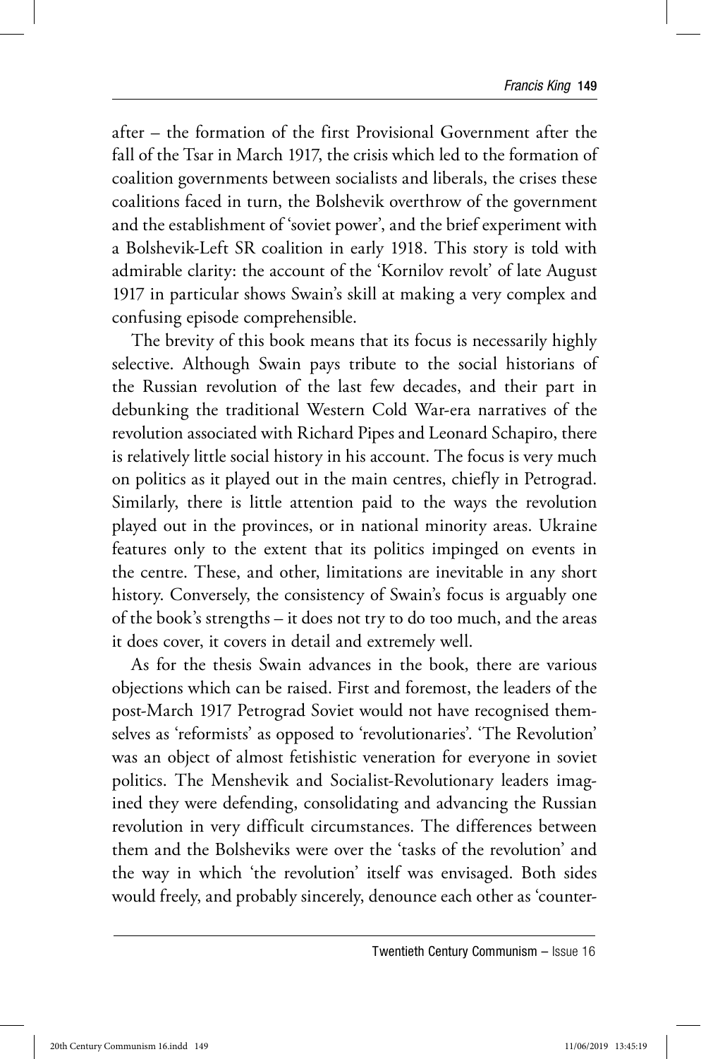after – the formation of the first Provisional Government after the fall of the Tsar in March 1917, the crisis which led to the formation of coalition governments between socialists and liberals, the crises these coalitions faced in turn, the Bolshevik overthrow of the government and the establishment of 'soviet power', and the brief experiment with a Bolshevik-Left SR coalition in early 1918. This story is told with admirable clarity: the account of the 'Kornilov revolt' of late August 1917 in particular shows Swain's skill at making a very complex and confusing episode comprehensible.

The brevity of this book means that its focus is necessarily highly selective. Although Swain pays tribute to the social historians of the Russian revolution of the last few decades, and their part in debunking the traditional Western Cold War-era narratives of the revolution associated with Richard Pipes and Leonard Schapiro, there is relatively little social history in his account. The focus is very much on politics as it played out in the main centres, chiefly in Petrograd. Similarly, there is little attention paid to the ways the revolution played out in the provinces, or in national minority areas. Ukraine features only to the extent that its politics impinged on events in the centre. These, and other, limitations are inevitable in any short history. Conversely, the consistency of Swain's focus is arguably one of the book's strengths – it does not try to do too much, and the areas it does cover, it covers in detail and extremely well.

As for the thesis Swain advances in the book, there are various objections which can be raised. First and foremost, the leaders of the post-March 1917 Petrograd Soviet would not have recognised themselves as 'reformists' as opposed to 'revolutionaries'. 'The Revolution' was an object of almost fetishistic veneration for everyone in soviet politics. The Menshevik and Socialist-Revolutionary leaders imagined they were defending, consolidating and advancing the Russian revolution in very difficult circumstances. The differences between them and the Bolsheviks were over the 'tasks of the revolution' and the way in which 'the revolution' itself was envisaged. Both sides would freely, and probably sincerely, denounce each other as 'counter-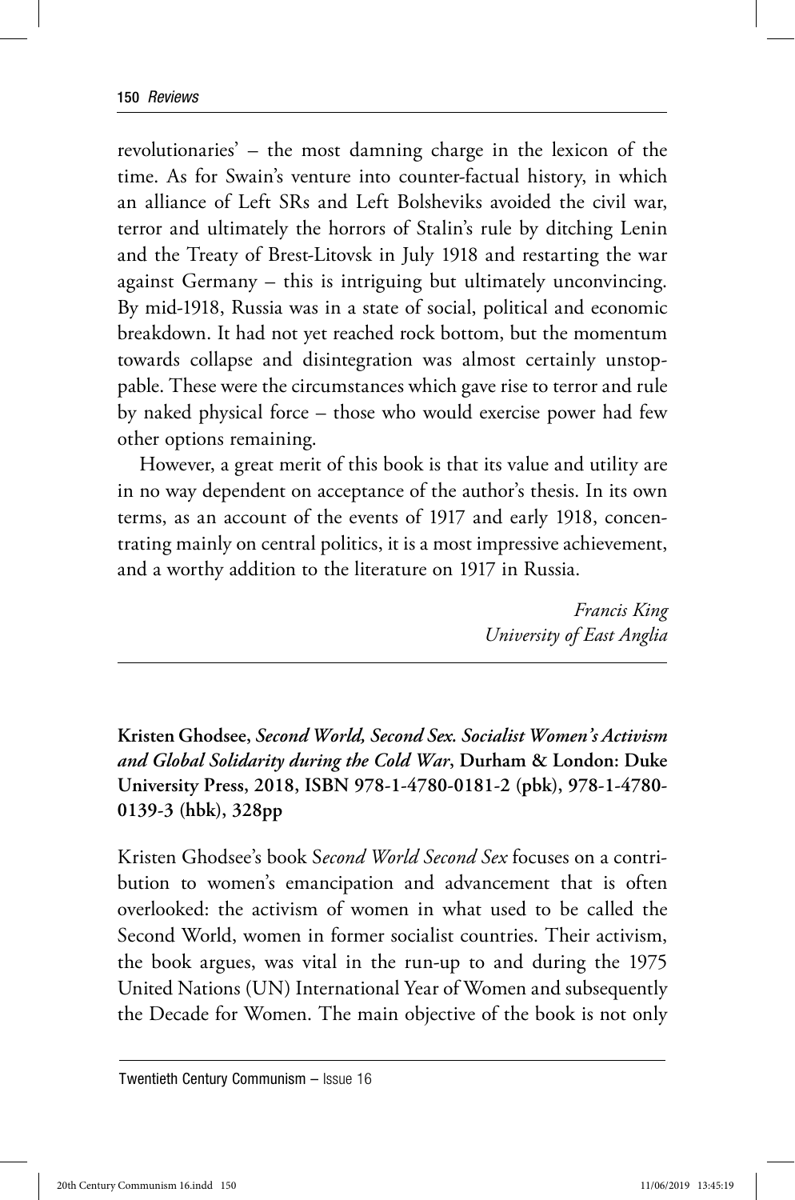revolutionaries' – the most damning charge in the lexicon of the time. As for Swain's venture into counter-factual history, in which an alliance of Left SRs and Left Bolsheviks avoided the civil war, terror and ultimately the horrors of Stalin's rule by ditching Lenin and the Treaty of Brest-Litovsk in July 1918 and restarting the war against Germany – this is intriguing but ultimately unconvincing. By mid-1918, Russia was in a state of social, political and economic breakdown. It had not yet reached rock bottom, but the momentum towards collapse and disintegration was almost certainly unstoppable. These were the circumstances which gave rise to terror and rule by naked physical force – those who would exercise power had few other options remaining.

However, a great merit of this book is that its value and utility are in no way dependent on acceptance of the author's thesis. In its own terms, as an account of the events of 1917 and early 1918, concentrating mainly on central politics, it is a most impressive achievement, and a worthy addition to the literature on 1917 in Russia.

*Francis King*
*University of East Anglia*

---

**Kristen Ghodsee, *Second World, Second Sex. Socialist Women's Activism and Global Solidarity during the Cold War*, Durham & London: Duke University Press, 2018, ISBN 978-1-4780-0181-2 (pbk), 978-1-4780-0139-3 (hbk), 328pp**

Kristen Ghodsee's book S*econd World Second Sex* focuses on a contribution to women's emancipation and advancement that is often overlooked: the activism of women in what used to be called the Second World, women in former socialist countries. Their activism, the book argues, was vital in the run-up to and during the 1975 United Nations (UN) International Year of Women and subsequently the Decade for Women. The main objective of the book is not only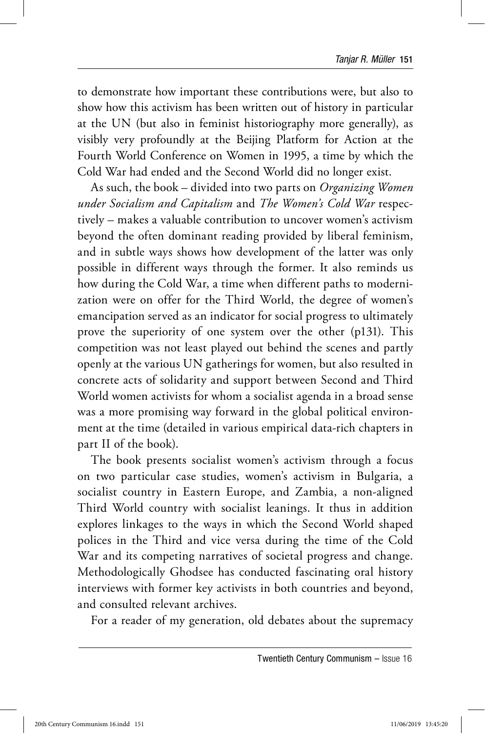to demonstrate how important these contributions were, but also to show how this activism has been written out of history in particular at the UN (but also in feminist historiography more generally), as visibly very profoundly at the Beijing Platform for Action at the Fourth World Conference on Women in 1995, a time by which the Cold War had ended and the Second World did no longer exist.

As such, the book – divided into two parts on *Organizing Women under Socialism and Capitalism* and *The Women's Cold War* respectively – makes a valuable contribution to uncover women's activism beyond the often dominant reading provided by liberal feminism, and in subtle ways shows how development of the latter was only possible in different ways through the former. It also reminds us how during the Cold War, a time when different paths to modernization were on offer for the Third World, the degree of women's emancipation served as an indicator for social progress to ultimately prove the superiority of one system over the other (p131). This competition was not least played out behind the scenes and partly openly at the various UN gatherings for women, but also resulted in concrete acts of solidarity and support between Second and Third World women activists for whom a socialist agenda in a broad sense was a more promising way forward in the global political environment at the time (detailed in various empirical data-rich chapters in part II of the book).

The book presents socialist women's activism through a focus on two particular case studies, women's activism in Bulgaria, a socialist country in Eastern Europe, and Zambia, a non-aligned Third World country with socialist leanings. It thus in addition explores linkages to the ways in which the Second World shaped polices in the Third and vice versa during the time of the Cold War and its competing narratives of societal progress and change. Methodologically Ghodsee has conducted fascinating oral history interviews with former key activists in both countries and beyond, and consulted relevant archives.

For a reader of my generation, old debates about the supremacy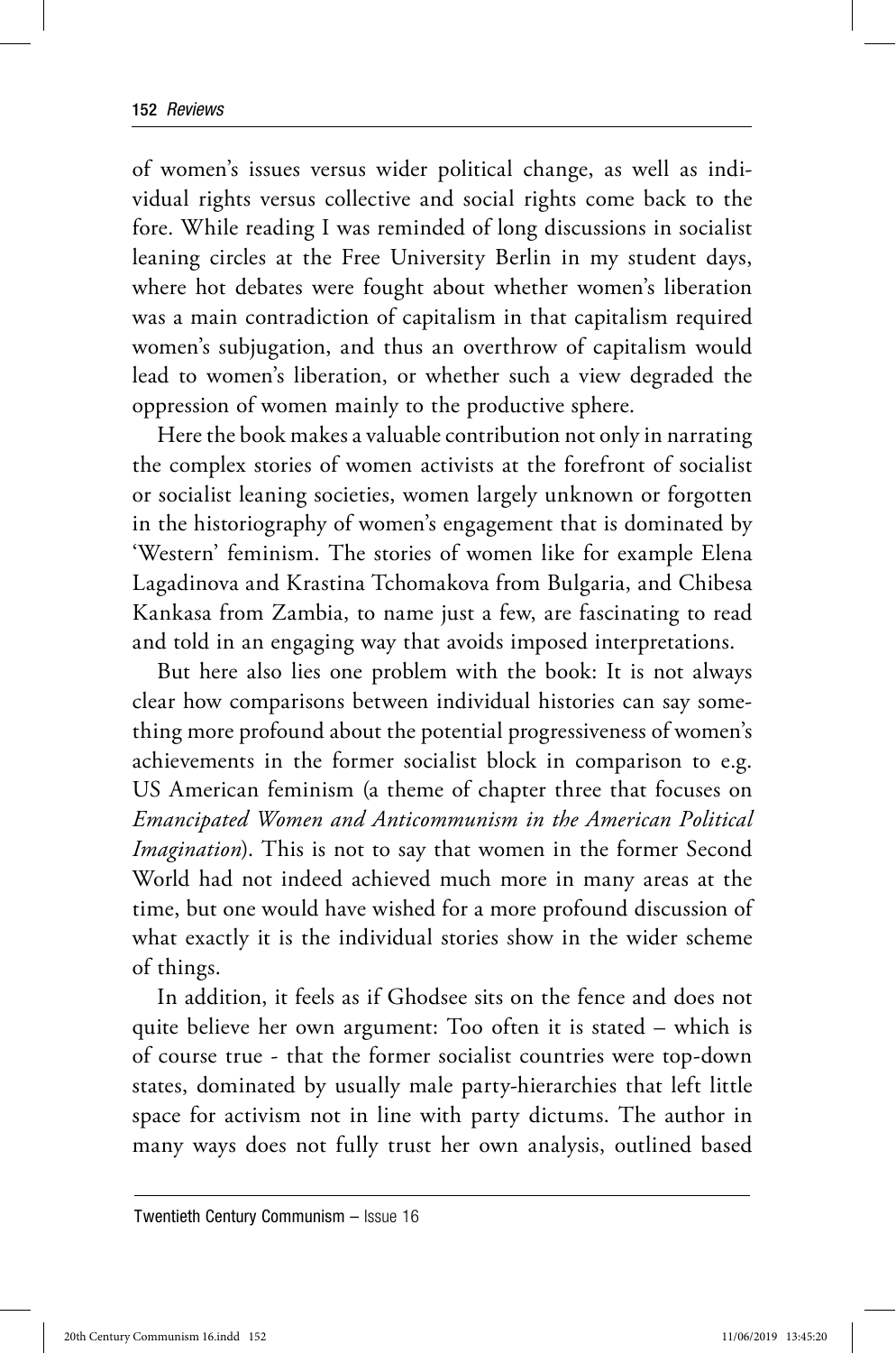of women's issues versus wider political change, as well as individual rights versus collective and social rights come back to the fore. While reading I was reminded of long discussions in socialist leaning circles at the Free University Berlin in my student days, where hot debates were fought about whether women's liberation was a main contradiction of capitalism in that capitalism required women's subjugation, and thus an overthrow of capitalism would lead to women's liberation, or whether such a view degraded the oppression of women mainly to the productive sphere.

Here the book makes a valuable contribution not only in narrating the complex stories of women activists at the forefront of socialist or socialist leaning societies, women largely unknown or forgotten in the historiography of women's engagement that is dominated by 'Western' feminism. The stories of women like for example Elena Lagadinova and Krastina Tchomakova from Bulgaria, and Chibesa Kankasa from Zambia, to name just a few, are fascinating to read and told in an engaging way that avoids imposed interpretations.

But here also lies one problem with the book: It is not always clear how comparisons between individual histories can say something more profound about the potential progressiveness of women's achievements in the former socialist block in comparison to e.g. US American feminism (a theme of chapter three that focuses on *Emancipated Women and Anticommunism in the American Political Imagination*). This is not to say that women in the former Second World had not indeed achieved much more in many areas at the time, but one would have wished for a more profound discussion of what exactly it is the individual stories show in the wider scheme of things.

In addition, it feels as if Ghodsee sits on the fence and does not quite believe her own argument: Too often it is stated – which is of course true - that the former socialist countries were top-down states, dominated by usually male party-hierarchies that left little space for activism not in line with party dictums. The author in many ways does not fully trust her own analysis, outlined based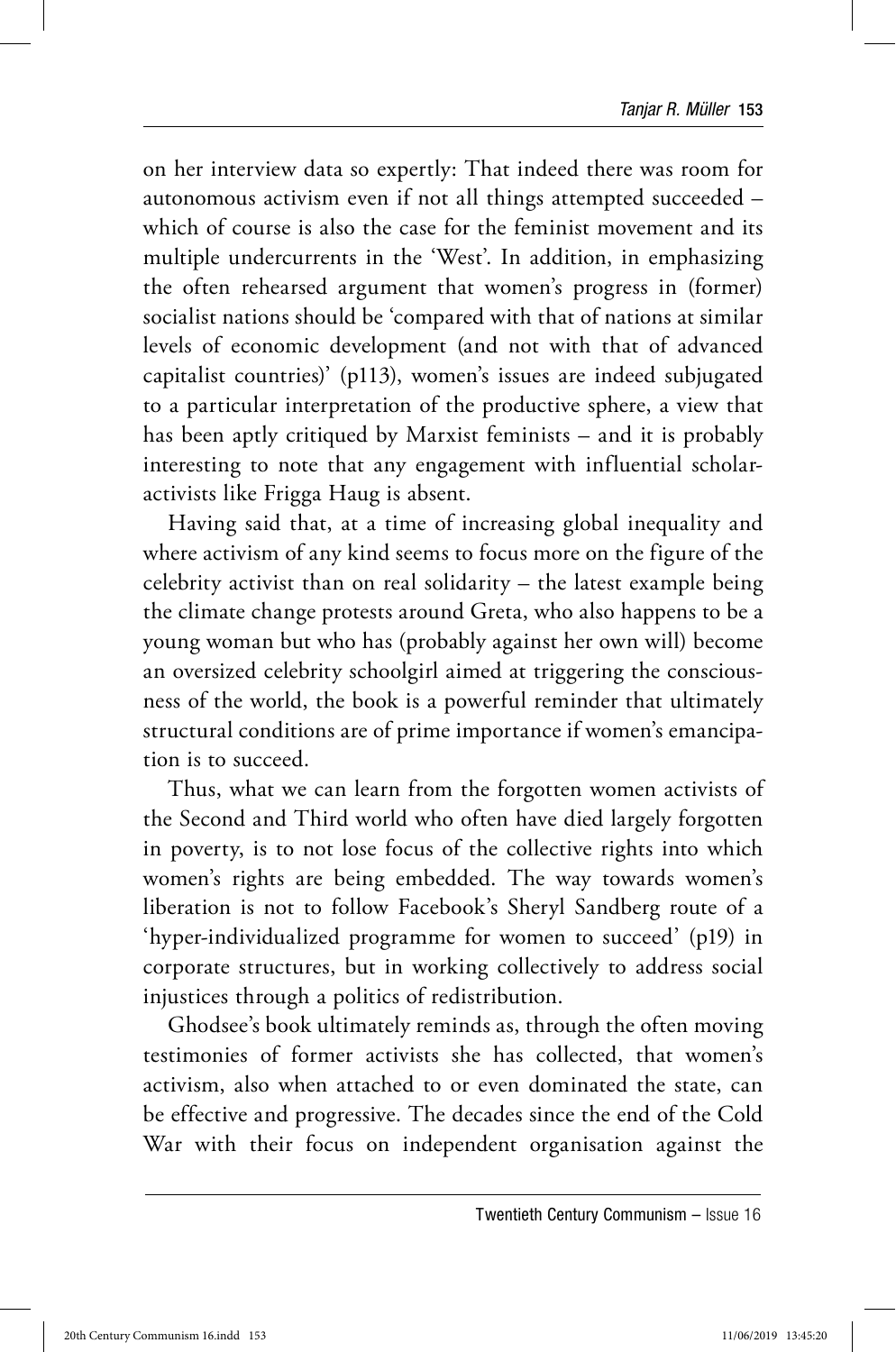on her interview data so expertly: That indeed there was room for autonomous activism even if not all things attempted succeeded – which of course is also the case for the feminist movement and its multiple undercurrents in the 'West'. In addition, in emphasizing the often rehearsed argument that women's progress in (former) socialist nations should be 'compared with that of nations at similar levels of economic development (and not with that of advanced capitalist countries)' (p113), women's issues are indeed subjugated to a particular interpretation of the productive sphere, a view that has been aptly critiqued by Marxist feminists – and it is probably interesting to note that any engagement with influential scholar-activists like Frigga Haug is absent.

Having said that, at a time of increasing global inequality and where activism of any kind seems to focus more on the figure of the celebrity activist than on real solidarity – the latest example being the climate change protests around Greta, who also happens to be a young woman but who has (probably against her own will) become an oversized celebrity schoolgirl aimed at triggering the consciousness of the world, the book is a powerful reminder that ultimately structural conditions are of prime importance if women's emancipation is to succeed.

Thus, what we can learn from the forgotten women activists of the Second and Third world who often have died largely forgotten in poverty, is to not lose focus of the collective rights into which women's rights are being embedded. The way towards women's liberation is not to follow Facebook's Sheryl Sandberg route of a 'hyper-individualized programme for women to succeed' (p19) in corporate structures, but in working collectively to address social injustices through a politics of redistribution.

Ghodsee's book ultimately reminds as, through the often moving testimonies of former activists she has collected, that women's activism, also when attached to or even dominated the state, can be effective and progressive. The decades since the end of the Cold War with their focus on independent organisation against the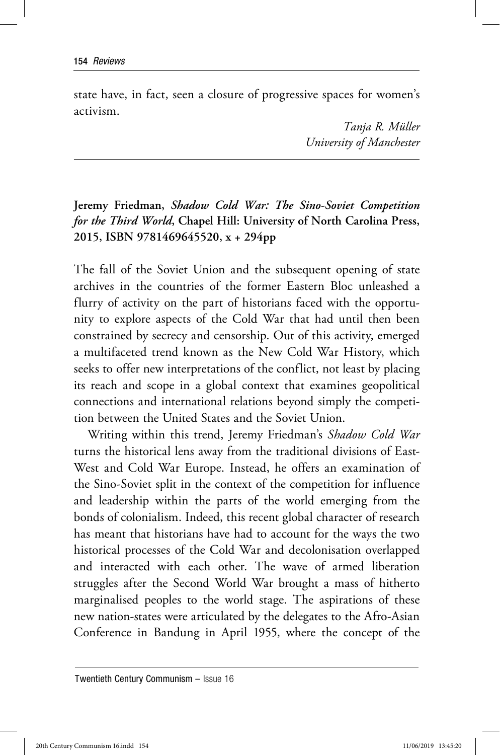state have, in fact, seen a closure of progressive spaces for women's activism.

*Tanja R. Müller*
*University of Manchester*

---

**Jeremy Friedman, *Shadow Cold War: The Sino-Soviet Competition for the Third World*, Chapel Hill: University of North Carolina Press, 2015, ISBN 9781469645520, x + 294pp**

The fall of the Soviet Union and the subsequent opening of state archives in the countries of the former Eastern Bloc unleashed a flurry of activity on the part of historians faced with the opportunity to explore aspects of the Cold War that had until then been constrained by secrecy and censorship. Out of this activity, emerged a multifaceted trend known as the New Cold War History, which seeks to offer new interpretations of the conflict, not least by placing its reach and scope in a global context that examines geopolitical connections and international relations beyond simply the competition between the United States and the Soviet Union.

Writing within this trend, Jeremy Friedman's *Shadow Cold War* turns the historical lens away from the traditional divisions of East-West and Cold War Europe. Instead, he offers an examination of the Sino-Soviet split in the context of the competition for influence and leadership within the parts of the world emerging from the bonds of colonialism. Indeed, this recent global character of research has meant that historians have had to account for the ways the two historical processes of the Cold War and decolonisation overlapped and interacted with each other. The wave of armed liberation struggles after the Second World War brought a mass of hitherto marginalised peoples to the world stage. The aspirations of these new nation-states were articulated by the delegates to the Afro-Asian Conference in Bandung in April 1955, where the concept of the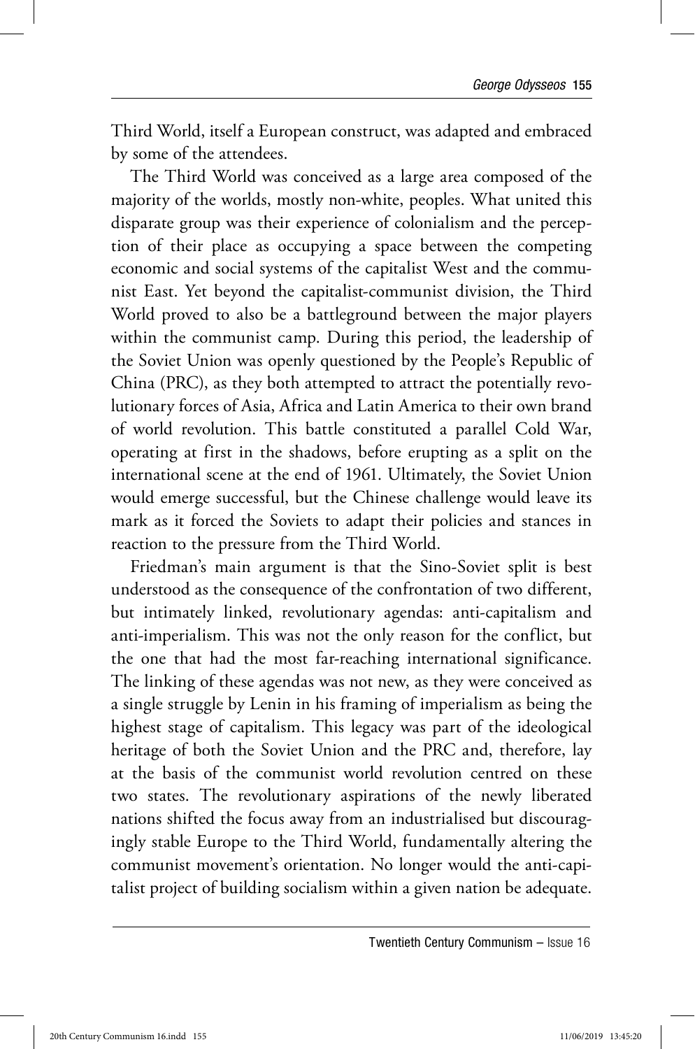Third World, itself a European construct, was adapted and embraced by some of the attendees.

The Third World was conceived as a large area composed of the majority of the worlds, mostly non-white, peoples. What united this disparate group was their experience of colonialism and the perception of their place as occupying a space between the competing economic and social systems of the capitalist West and the communist East. Yet beyond the capitalist-communist division, the Third World proved to also be a battleground between the major players within the communist camp. During this period, the leadership of the Soviet Union was openly questioned by the People's Republic of China (PRC), as they both attempted to attract the potentially revolutionary forces of Asia, Africa and Latin America to their own brand of world revolution. This battle constituted a parallel Cold War, operating at first in the shadows, before erupting as a split on the international scene at the end of 1961. Ultimately, the Soviet Union would emerge successful, but the Chinese challenge would leave its mark as it forced the Soviets to adapt their policies and stances in reaction to the pressure from the Third World.

Friedman's main argument is that the Sino-Soviet split is best understood as the consequence of the confrontation of two different, but intimately linked, revolutionary agendas: anti-capitalism and anti-imperialism. This was not the only reason for the conflict, but the one that had the most far-reaching international significance. The linking of these agendas was not new, as they were conceived as a single struggle by Lenin in his framing of imperialism as being the highest stage of capitalism. This legacy was part of the ideological heritage of both the Soviet Union and the PRC and, therefore, lay at the basis of the communist world revolution centred on these two states. The revolutionary aspirations of the newly liberated nations shifted the focus away from an industrialised but discouragingly stable Europe to the Third World, fundamentally altering the communist movement's orientation. No longer would the anti-capitalist project of building socialism within a given nation be adequate.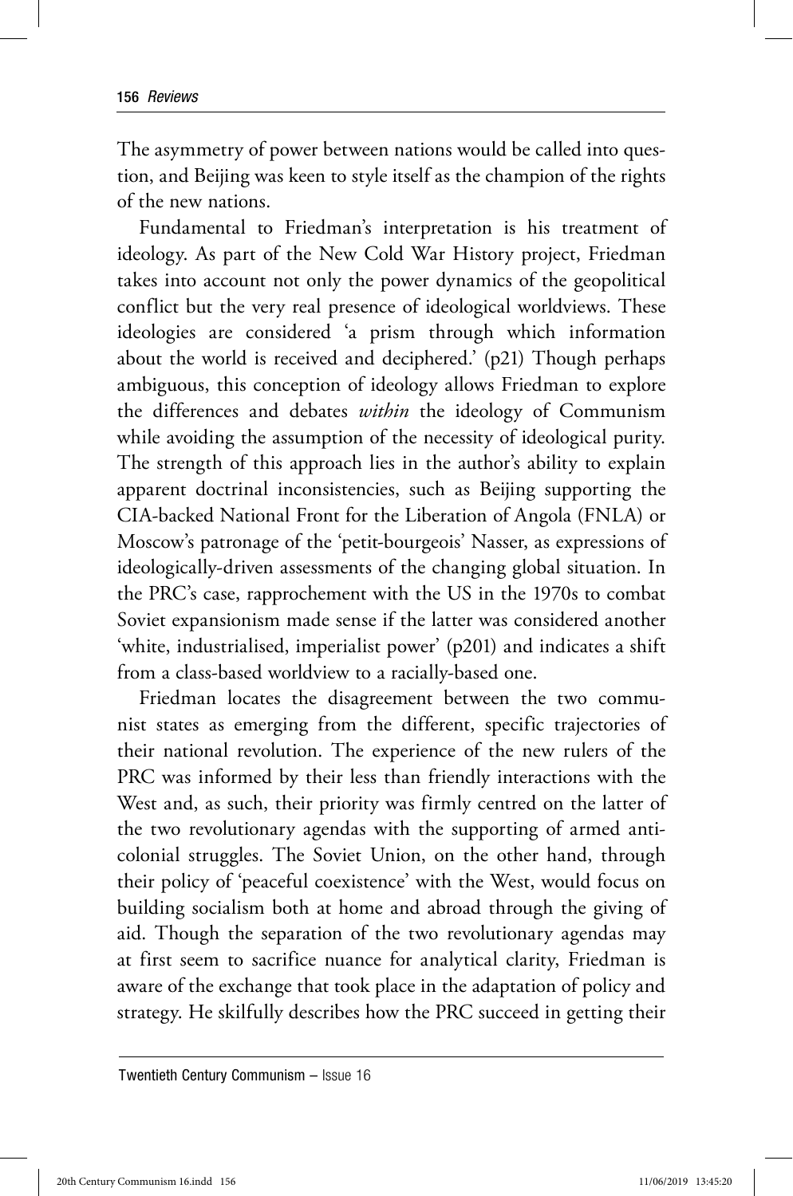The asymmetry of power between nations would be called into question, and Beijing was keen to style itself as the champion of the rights of the new nations.

Fundamental to Friedman's interpretation is his treatment of ideology. As part of the New Cold War History project, Friedman takes into account not only the power dynamics of the geopolitical conflict but the very real presence of ideological worldviews. These ideologies are considered 'a prism through which information about the world is received and deciphered.' (p21) Though perhaps ambiguous, this conception of ideology allows Friedman to explore the differences and debates *within* the ideology of Communism while avoiding the assumption of the necessity of ideological purity. The strength of this approach lies in the author's ability to explain apparent doctrinal inconsistencies, such as Beijing supporting the CIA-backed National Front for the Liberation of Angola (FNLA) or Moscow's patronage of the 'petit-bourgeois' Nasser, as expressions of ideologically-driven assessments of the changing global situation. In the PRC's case, rapprochement with the US in the 1970s to combat Soviet expansionism made sense if the latter was considered another 'white, industrialised, imperialist power' (p201) and indicates a shift from a class-based worldview to a racially-based one.

Friedman locates the disagreement between the two communist states as emerging from the different, specific trajectories of their national revolution. The experience of the new rulers of the PRC was informed by their less than friendly interactions with the West and, as such, their priority was firmly centred on the latter of the two revolutionary agendas with the supporting of armed anti-colonial struggles. The Soviet Union, on the other hand, through their policy of 'peaceful coexistence' with the West, would focus on building socialism both at home and abroad through the giving of aid. Though the separation of the two revolutionary agendas may at first seem to sacrifice nuance for analytical clarity, Friedman is aware of the exchange that took place in the adaptation of policy and strategy. He skilfully describes how the PRC succeed in getting their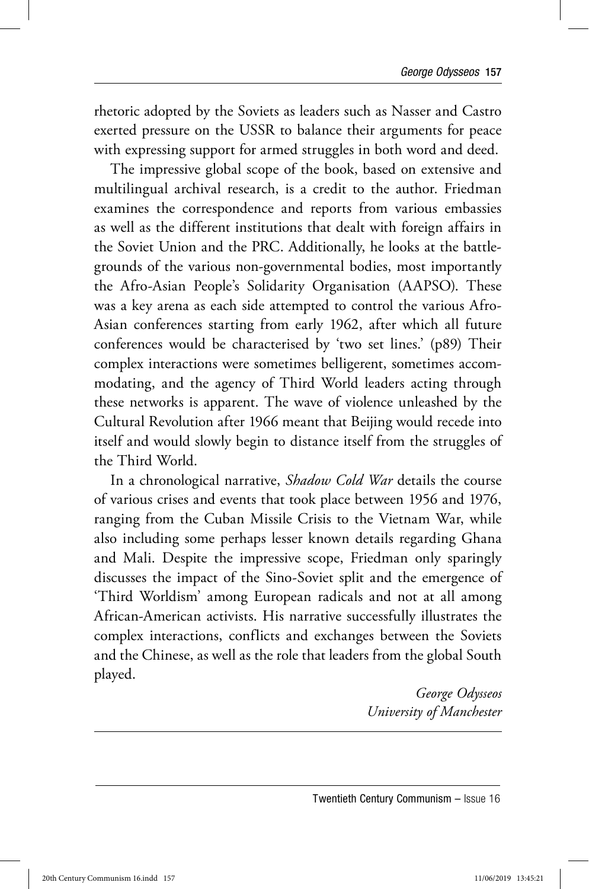rhetoric adopted by the Soviets as leaders such as Nasser and Castro exerted pressure on the USSR to balance their arguments for peace with expressing support for armed struggles in both word and deed.

The impressive global scope of the book, based on extensive and multilingual archival research, is a credit to the author. Friedman examines the correspondence and reports from various embassies as well as the different institutions that dealt with foreign affairs in the Soviet Union and the PRC. Additionally, he looks at the battlegrounds of the various non-governmental bodies, most importantly the Afro-Asian People's Solidarity Organisation (AAPSO). These was a key arena as each side attempted to control the various Afro-Asian conferences starting from early 1962, after which all future conferences would be characterised by 'two set lines.' (p89) Their complex interactions were sometimes belligerent, sometimes accommodating, and the agency of Third World leaders acting through these networks is apparent. The wave of violence unleashed by the Cultural Revolution after 1966 meant that Beijing would recede into itself and would slowly begin to distance itself from the struggles of the Third World.

In a chronological narrative, *Shadow Cold War* details the course of various crises and events that took place between 1956 and 1976, ranging from the Cuban Missile Crisis to the Vietnam War, while also including some perhaps lesser known details regarding Ghana and Mali. Despite the impressive scope, Friedman only sparingly discusses the impact of the Sino-Soviet split and the emergence of 'Third Worldism' among European radicals and not at all among African-American activists. His narrative successfully illustrates the complex interactions, conflicts and exchanges between the Soviets and the Chinese, as well as the role that leaders from the global South played.

*George Odysseos*
*University of Manchester*